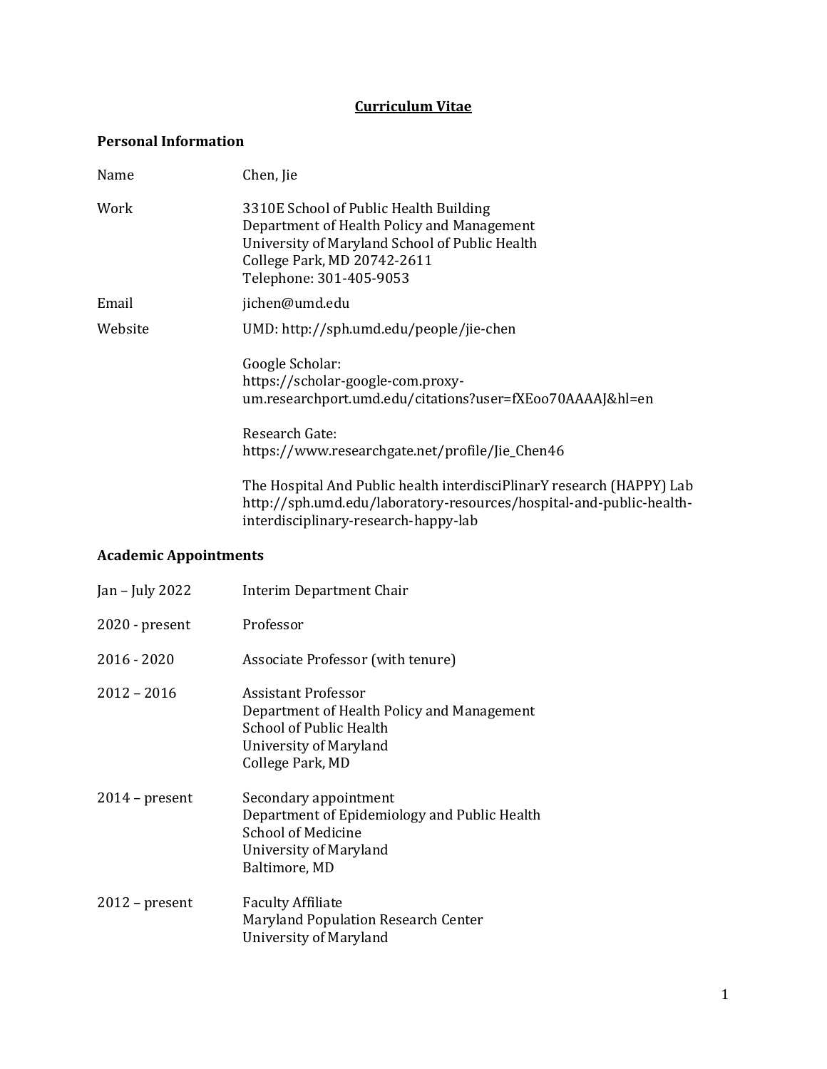# Curriculum Vitae

## Personal Information

| | |
|---|---|
| Name | Chen, Jie |
| Work | 3310E School of Public Health Building<br>Department of Health Policy and Management<br>University of Maryland School of Public Health<br>College Park, MD 20742-2611<br>Telephone: 301-405-9053 |
| Email | jichen@umd.edu |
| Website | UMD: http://sph.umd.edu/people/jie-chen<br><br>Google Scholar:<br>https://scholar-google-com.proxy-um.researchport.umd.edu/citations?user=fXEoo70AAAAJ&hl=en<br><br>Research Gate:<br>https://www.researchgate.net/profile/Jie_Chen46<br><br>The Hospital And Public health interdisciPlinarY research (HAPPY) Lab<br>http://sph.umd.edu/laboratory-resources/hospital-and-public-health-interdisciplinary-research-happy-lab |

## Academic Appointments

| | |
|---|---|
| Jan – July 2022 | Interim Department Chair |
| 2020 - present | Professor |
| 2016 - 2020 | Associate Professor (with tenure) |
| 2012 – 2016 | Assistant Professor<br>Department of Health Policy and Management<br>School of Public Health<br>University of Maryland<br>College Park, MD |
| 2014 – present | Secondary appointment<br>Department of Epidemiology and Public Health<br>School of Medicine<br>University of Maryland<br>Baltimore, MD |
| 2012 – present | Faculty Affiliate<br>Maryland Population Research Center<br>University of Maryland |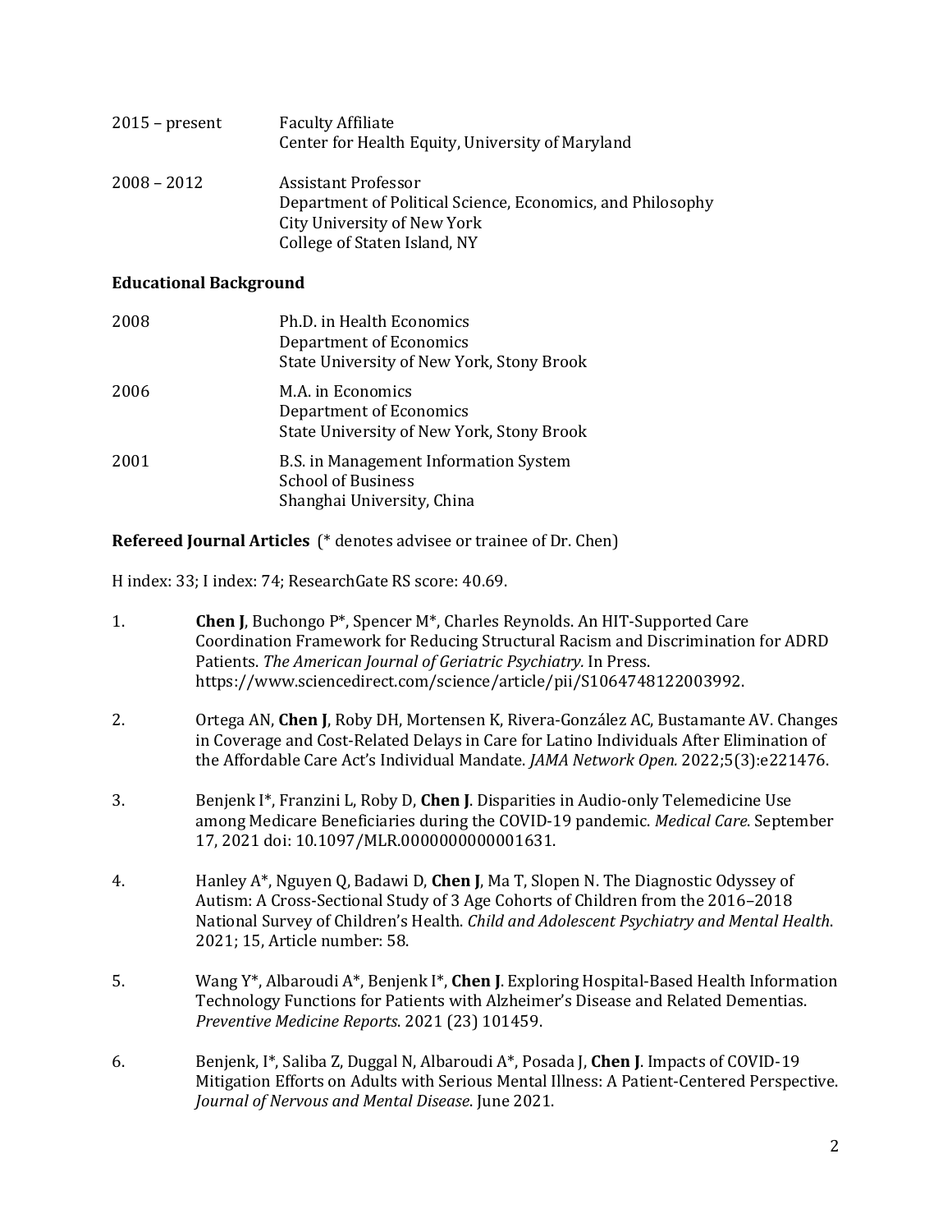2015 – present Faculty Affiliate
Center for Health Equity, University of Maryland

2008 – 2012 Assistant Professor
Department of Political Science, Economics, and Philosophy
City University of New York
College of Staten Island, NY

**Educational Background**

2008 Ph.D. in Health Economics
Department of Economics
State University of New York, Stony Brook

2006 M.A. in Economics
Department of Economics
State University of New York, Stony Brook

2001 B.S. in Management Information System
School of Business
Shanghai University, China

**Refereed Journal Articles** (* denotes advisee or trainee of Dr. Chen)

H index: 33; I index: 74; ResearchGate RS score: 40.69.

1. **Chen J**, Buchongo P*, Spencer M*, Charles Reynolds. An HIT-Supported Care Coordination Framework for Reducing Structural Racism and Discrimination for ADRD Patients. *The American Journal of Geriatric Psychiatry.* In Press. https://www.sciencedirect.com/science/article/pii/S1064748122003992.

2. Ortega AN, **Chen J**, Roby DH, Mortensen K, Rivera-González AC, Bustamante AV. Changes in Coverage and Cost-Related Delays in Care for Latino Individuals After Elimination of the Affordable Care Act's Individual Mandate. *JAMA Network Open.* 2022;5(3):e221476.

3. Benjenk I*, Franzini L, Roby D, **Chen J**. Disparities in Audio-only Telemedicine Use among Medicare Beneficiaries during the COVID-19 pandemic. *Medical Care*. September 17, 2021 doi: 10.1097/MLR.0000000000001631.

4. Hanley A*, Nguyen Q, Badawi D, **Chen J**, Ma T, Slopen N. The Diagnostic Odyssey of Autism: A Cross-Sectional Study of 3 Age Cohorts of Children from the 2016–2018 National Survey of Children's Health. *Child and Adolescent Psychiatry and Mental Health*. 2021; 15, Article number: 58.

5. Wang Y*, Albaroudi A*, Benjenk I*, **Chen J**. Exploring Hospital-Based Health Information Technology Functions for Patients with Alzheimer's Disease and Related Dementias. *Preventive Medicine Reports*. 2021 (23) 101459.

6. Benjenk, I*, Saliba Z, Duggal N, Albaroudi A*, Posada J, **Chen J**. Impacts of COVID-19 Mitigation Efforts on Adults with Serious Mental Illness: A Patient-Centered Perspective. *Journal of Nervous and Mental Disease.* June 2021.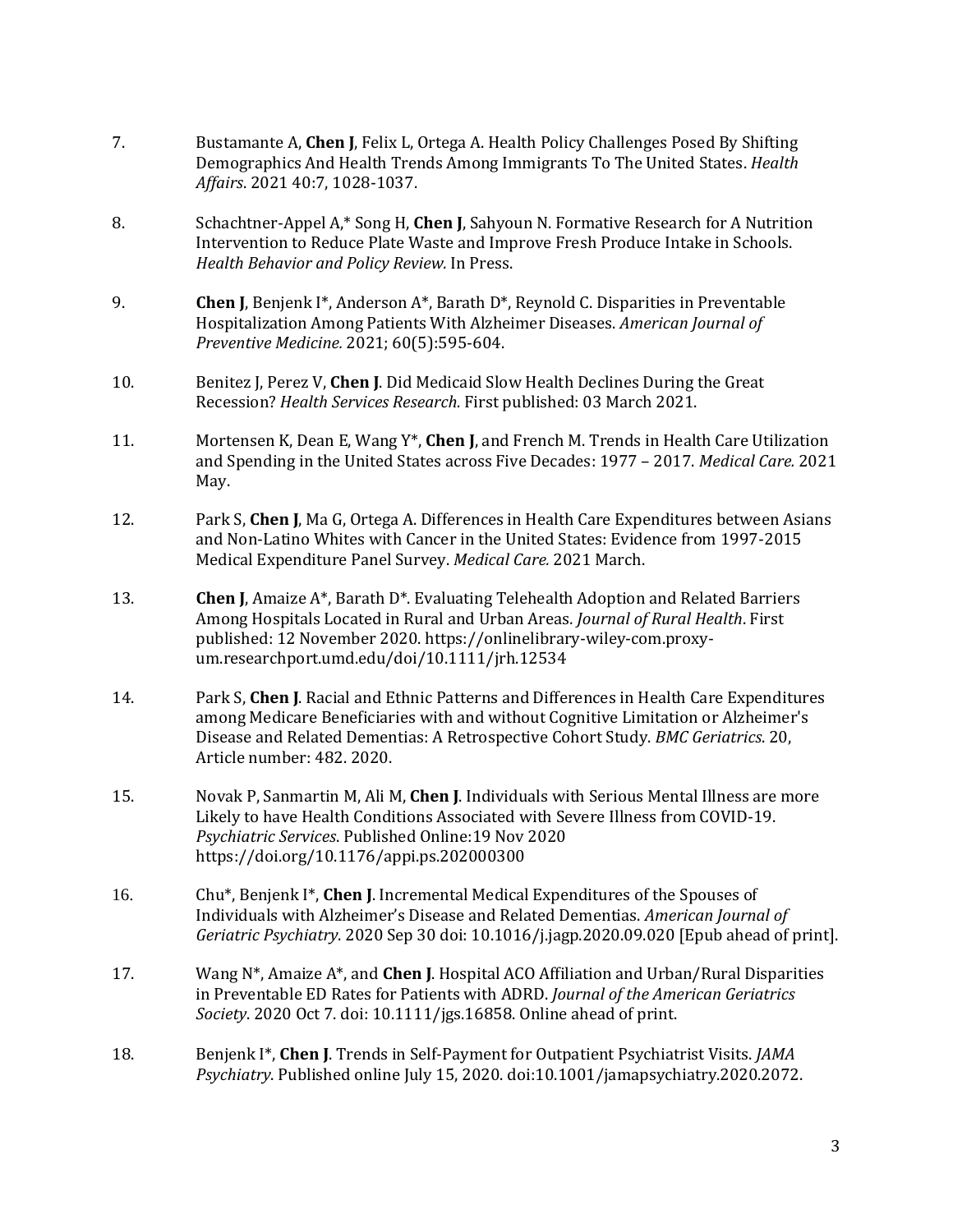7. Bustamante A, **Chen J**, Felix L, Ortega A. Health Policy Challenges Posed By Shifting Demographics And Health Trends Among Immigrants To The United States. *Health Affairs*. 2021 40:7, 1028-1037.

8. Schachtner-Appel A,* Song H, **Chen J**, Sahyoun N. Formative Research for A Nutrition Intervention to Reduce Plate Waste and Improve Fresh Produce Intake in Schools. *Health Behavior and Policy Review.* In Press.

9. **Chen J**, Benjenk I*, Anderson A*, Barath D*, Reynold C. Disparities in Preventable Hospitalization Among Patients With Alzheimer Diseases. *American Journal of Preventive Medicine.* 2021; 60(5):595-604.

10. Benitez J, Perez V, **Chen J**. Did Medicaid Slow Health Declines During the Great Recession? *Health Services Research.* First published: 03 March 2021.

11. Mortensen K, Dean E, Wang Y*, **Chen J**, and French M. Trends in Health Care Utilization and Spending in the United States across Five Decades: 1977 – 2017. *Medical Care.* 2021 May.

12. Park S, **Chen J**, Ma G, Ortega A. Differences in Health Care Expenditures between Asians and Non-Latino Whites with Cancer in the United States: Evidence from 1997-2015 Medical Expenditure Panel Survey. *Medical Care.* 2021 March.

13. **Chen J**, Amaize A*, Barath D*. Evaluating Telehealth Adoption and Related Barriers Among Hospitals Located in Rural and Urban Areas. *Journal of Rural Health*. First published: 12 November 2020. https://onlinelibrary-wiley-com.proxy-um.researchport.umd.edu/doi/10.1111/jrh.12534

14. Park S, **Chen J**. Racial and Ethnic Patterns and Differences in Health Care Expenditures among Medicare Beneficiaries with and without Cognitive Limitation or Alzheimer's Disease and Related Dementias: A Retrospective Cohort Study. *BMC Geriatrics*. 20, Article number: 482. 2020.

15. Novak P, Sanmartin M, Ali M, **Chen J**. Individuals with Serious Mental Illness are more Likely to have Health Conditions Associated with Severe Illness from COVID-19. *Psychiatric Services*. Published Online:19 Nov 2020 https://doi.org/10.1176/appi.ps.202000300

16. Chu*, Benjenk I*, **Chen J**. Incremental Medical Expenditures of the Spouses of Individuals with Alzheimer's Disease and Related Dementias. *American Journal of Geriatric Psychiatry*. 2020 Sep 30 doi: 10.1016/j.jagp.2020.09.020 [Epub ahead of print].

17. Wang N*, Amaize A*, and **Chen J**. Hospital ACO Affiliation and Urban/Rural Disparities in Preventable ED Rates for Patients with ADRD. *Journal of the American Geriatrics Society*. 2020 Oct 7. doi: 10.1111/jgs.16858. Online ahead of print.

18. Benjenk I*, **Chen J**. Trends in Self-Payment for Outpatient Psychiatrist Visits. *JAMA Psychiatry*. Published online July 15, 2020. doi:10.1001/jamapsychiatry.2020.2072.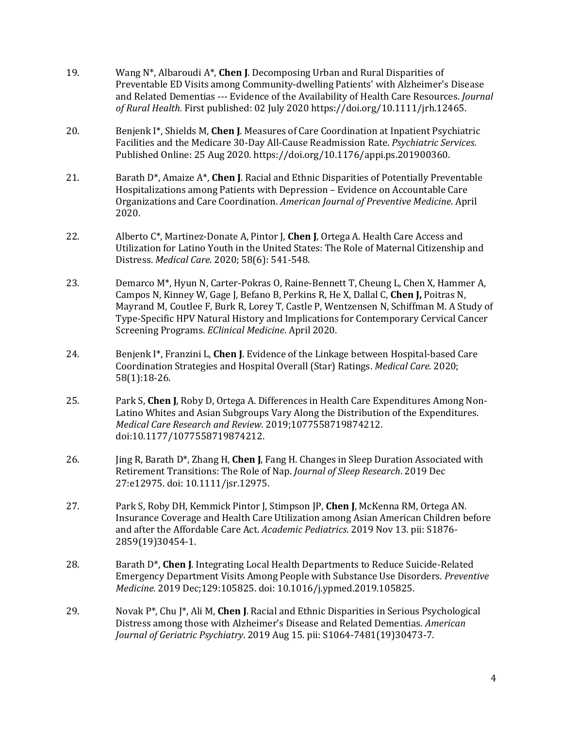19. Wang N*, Albaroudi A*, **Chen J**. Decomposing Urban and Rural Disparities of Preventable ED Visits among Community-dwelling Patients' with Alzheimer's Disease and Related Dementias --- Evidence of the Availability of Health Care Resources. *Journal of Rural Health.* First published: 02 July 2020 https://doi.org/10.1111/jrh.12465.

20. Benjenk I*, Shields M, **Chen J**. Measures of Care Coordination at Inpatient Psychiatric Facilities and the Medicare 30-Day All-Cause Readmission Rate. *Psychiatric Services*. Published Online: 25 Aug 2020. https://doi.org/10.1176/appi.ps.201900360.

21. Barath D*, Amaize A*, **Chen J**. Racial and Ethnic Disparities of Potentially Preventable Hospitalizations among Patients with Depression – Evidence on Accountable Care Organizations and Care Coordination. *American Journal of Preventive Medicine*. April 2020.

22. Alberto C*, Martinez-Donate A, Pintor J, **Chen J**, Ortega A. Health Care Access and Utilization for Latino Youth in the United States: The Role of Maternal Citizenship and Distress. *Medical Care.* 2020; 58(6): 541-548.

23. Demarco M*, Hyun N, Carter-Pokras O, Raine-Bennett T, Cheung L, Chen X, Hammer A, Campos N, Kinney W, Gage J, Befano B, Perkins R, He X, Dallal C, **Chen J,** Poitras N, Mayrand M, Coutlee F, Burk R, Lorey T, Castle P, Wentzensen N, Schiffman M. A Study of Type-Specific HPV Natural History and Implications for Contemporary Cervical Cancer Screening Programs. *EClinical Medicine*. April 2020.

24. Benjenk I*, Franzini L, **Chen J**. Evidence of the Linkage between Hospital-based Care Coordination Strategies and Hospital Overall (Star) Ratings. *Medical Care*. 2020; 58(1):18-26.

25. Park S, **Chen J**, Roby D, Ortega A. Differences in Health Care Expenditures Among Non-Latino Whites and Asian Subgroups Vary Along the Distribution of the Expenditures. *Medical Care Research and Review*. 2019;1077558719874212. doi:10.1177/1077558719874212.

26. Jing R, Barath D*, Zhang H, **Chen J**, Fang H. Changes in Sleep Duration Associated with Retirement Transitions: The Role of Nap. *Journal of Sleep Research*. 2019 Dec 27:e12975. doi: 10.1111/jsr.12975.

27. Park S, Roby DH, Kemmick Pintor J, Stimpson JP, **Chen J**, McKenna RM, Ortega AN. Insurance Coverage and Health Care Utilization among Asian American Children before and after the Affordable Care Act. *Academic Pediatrics*. 2019 Nov 13. pii: S1876-2859(19)30454-1.

28. Barath D*, **Chen J**. Integrating Local Health Departments to Reduce Suicide-Related Emergency Department Visits Among People with Substance Use Disorders. *Preventive Medicine*. 2019 Dec;129:105825. doi: 10.1016/j.ypmed.2019.105825.

29. Novak P*, Chu J*, Ali M, **Chen J**. Racial and Ethnic Disparities in Serious Psychological Distress among those with Alzheimer's Disease and Related Dementias. *American Journal of Geriatric Psychiatry*. 2019 Aug 15. pii: S1064-7481(19)30473-7.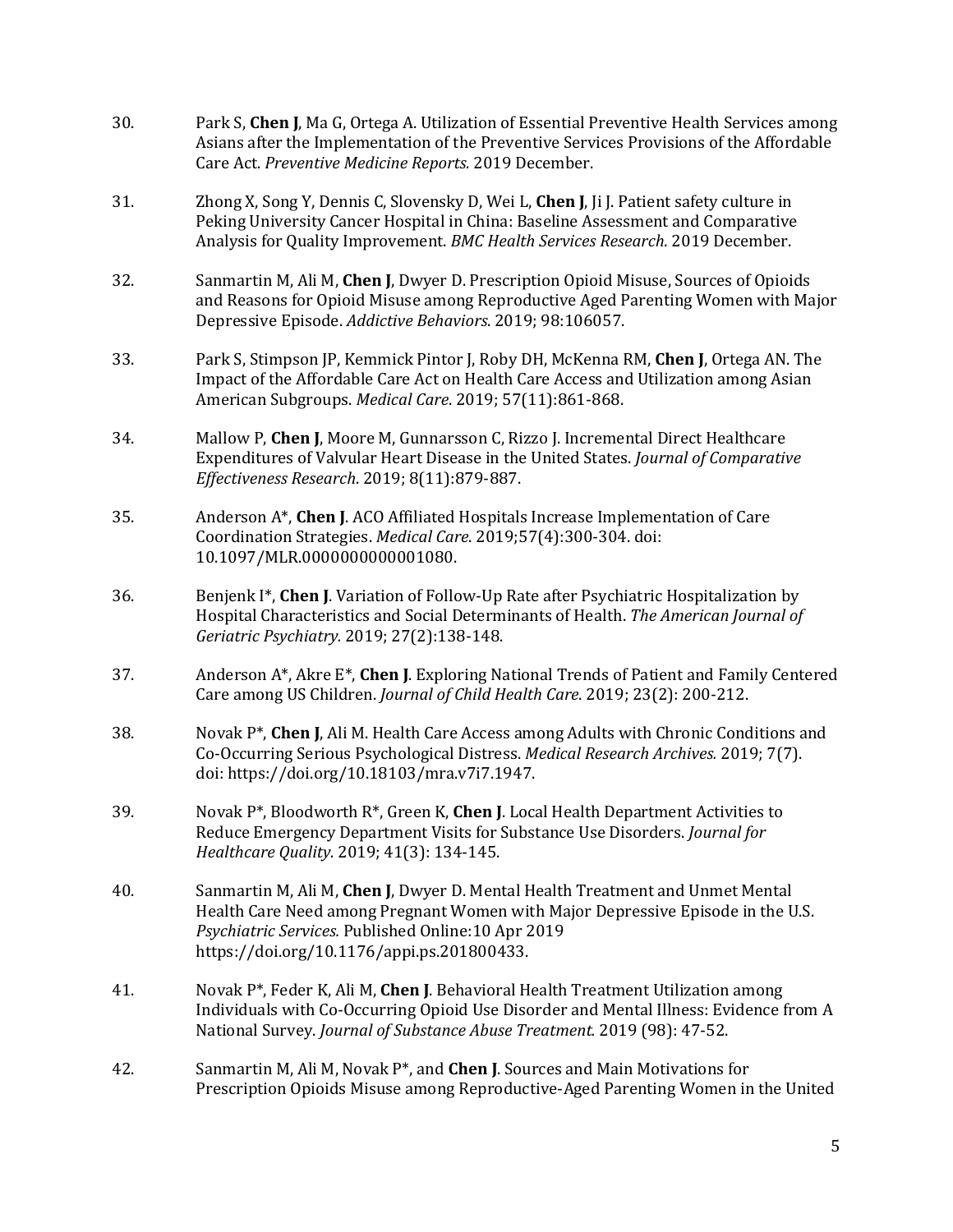30. Park S, **Chen J**, Ma G, Ortega A. Utilization of Essential Preventive Health Services among Asians after the Implementation of the Preventive Services Provisions of the Affordable Care Act. *Preventive Medicine Reports.* 2019 December.

31. Zhong X, Song Y, Dennis C, Slovensky D, Wei L, **Chen J**, Ji J. Patient safety culture in Peking University Cancer Hospital in China: Baseline Assessment and Comparative Analysis for Quality Improvement. *BMC Health Services Research.* 2019 December.

32. Sanmartin M, Ali M, **Chen J**, Dwyer D. Prescription Opioid Misuse, Sources of Opioids and Reasons for Opioid Misuse among Reproductive Aged Parenting Women with Major Depressive Episode. *Addictive Behaviors*. 2019; 98:106057.

33. Park S, Stimpson JP, Kemmick Pintor J, Roby DH, McKenna RM, **Chen J**, Ortega AN. The Impact of the Affordable Care Act on Health Care Access and Utilization among Asian American Subgroups. *Medical Care*. 2019; 57(11):861-868.

34. Mallow P, **Chen J**, Moore M, Gunnarsson C, Rizzo J. Incremental Direct Healthcare Expenditures of Valvular Heart Disease in the United States. *Journal of Comparative Effectiveness Research*. 2019; 8(11):879-887.

35. Anderson A*, **Chen J**. ACO Affiliated Hospitals Increase Implementation of Care Coordination Strategies. *Medical Care*. 2019;57(4):300-304. doi: 10.1097/MLR.0000000000001080.

36. Benjenk I*, **Chen J**. Variation of Follow-Up Rate after Psychiatric Hospitalization by Hospital Characteristics and Social Determinants of Health. *The American Journal of Geriatric Psychiatry.* 2019; 27(2):138-148.

37. Anderson A*, Akre E*, **Chen J**. Exploring National Trends of Patient and Family Centered Care among US Children. *Journal of Child Health Care*. 2019; 23(2): 200-212.

38. Novak P*, **Chen J**, Ali M. Health Care Access among Adults with Chronic Conditions and Co-Occurring Serious Psychological Distress. *Medical Research Archives.* 2019; 7(7). doi: https://doi.org/10.18103/mra.v7i7.1947.

39. Novak P*, Bloodworth R*, Green K, **Chen J**. Local Health Department Activities to Reduce Emergency Department Visits for Substance Use Disorders. *Journal for Healthcare Quality.* 2019; 41(3): 134-145.

40. Sanmartin M, Ali M, **Chen J**, Dwyer D. Mental Health Treatment and Unmet Mental Health Care Need among Pregnant Women with Major Depressive Episode in the U.S. *Psychiatric Services.* Published Online:10 Apr 2019 https://doi.org/10.1176/appi.ps.201800433.

41. Novak P*, Feder K, Ali M, **Chen J**. Behavioral Health Treatment Utilization among Individuals with Co-Occurring Opioid Use Disorder and Mental Illness: Evidence from A National Survey. *Journal of Substance Abuse Treatment.* 2019 (98): 47-52.

42. Sanmartin M, Ali M, Novak P*, and **Chen J**. Sources and Main Motivations for Prescription Opioids Misuse among Reproductive-Aged Parenting Women in the United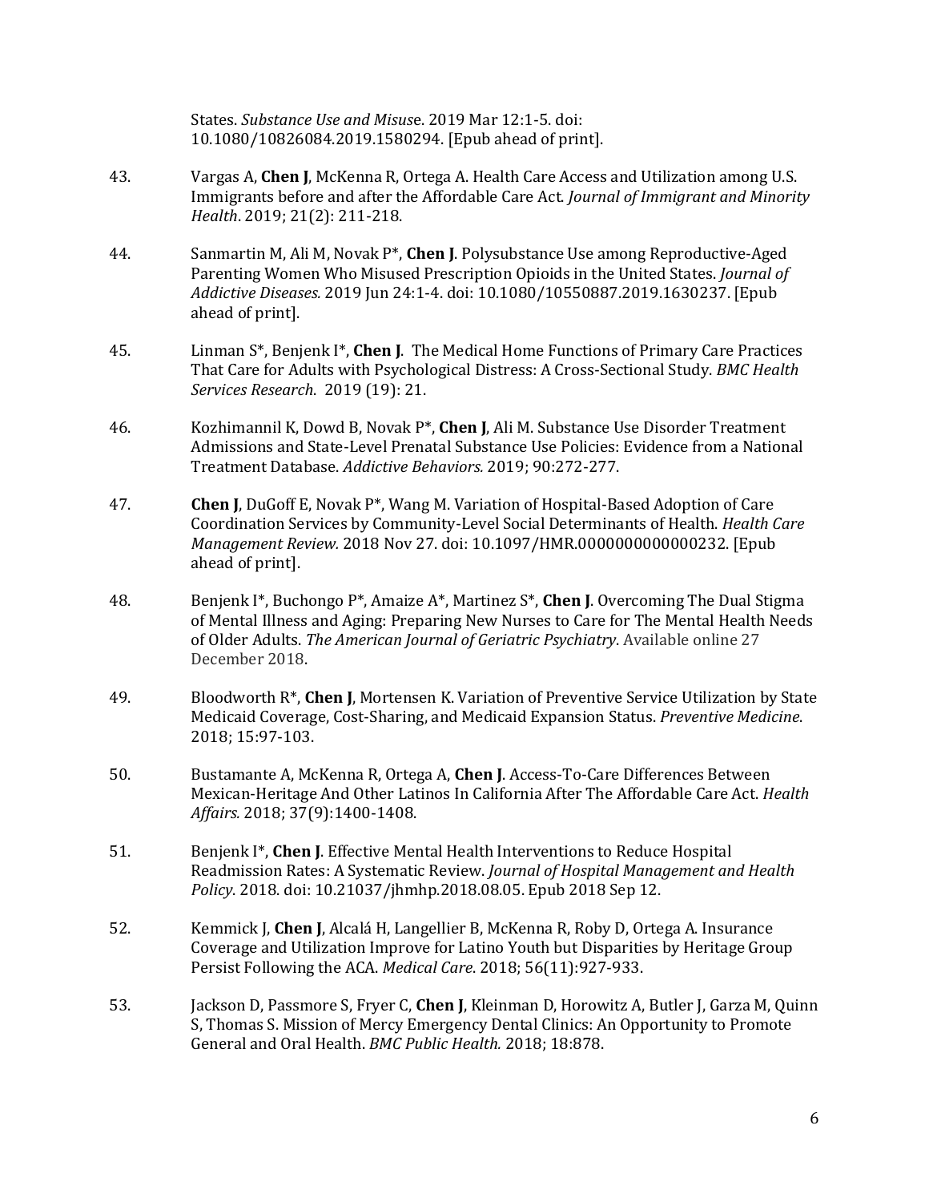States. *Substance Use and Misuse*. 2019 Mar 12:1-5. doi: 10.1080/10826084.2019.1580294. [Epub ahead of print].

43. Vargas A, **Chen J**, McKenna R, Ortega A. Health Care Access and Utilization among U.S. Immigrants before and after the Affordable Care Act. *Journal of Immigrant and Minority Health*. 2019; 21(2): 211-218.

44. Sanmartin M, Ali M, Novak P*, **Chen J**. Polysubstance Use among Reproductive-Aged Parenting Women Who Misused Prescription Opioids in the United States. *Journal of Addictive Diseases.* 2019 Jun 24:1-4. doi: 10.1080/10550887.2019.1630237. [Epub ahead of print].

45. Linman S*, Benjenk I*, **Chen J**. The Medical Home Functions of Primary Care Practices That Care for Adults with Psychological Distress: A Cross-Sectional Study. *BMC Health Services Research*. 2019 (19): 21.

46. Kozhimannil K, Dowd B, Novak P*, **Chen J**, Ali M. Substance Use Disorder Treatment Admissions and State-Level Prenatal Substance Use Policies: Evidence from a National Treatment Database. *Addictive Behaviors.* 2019; 90:272-277.

47. **Chen J**, DuGoff E, Novak P*, Wang M. Variation of Hospital-Based Adoption of Care Coordination Services by Community-Level Social Determinants of Health. *Health Care Management Review.* 2018 Nov 27. doi: 10.1097/HMR.0000000000000232. [Epub ahead of print].

48. Benjenk I*, Buchongo P*, Amaize A*, Martinez S*, **Chen J**. Overcoming The Dual Stigma of Mental Illness and Aging: Preparing New Nurses to Care for The Mental Health Needs of Older Adults. *The American Journal of Geriatric Psychiatry*. Available online 27 December 2018.

49. Bloodworth R*, **Chen J**, Mortensen K. Variation of Preventive Service Utilization by State Medicaid Coverage, Cost-Sharing, and Medicaid Expansion Status. *Preventive Medicine*. 2018; 15:97-103.

50. Bustamante A, McKenna R, Ortega A, **Chen J**. Access-To-Care Differences Between Mexican-Heritage And Other Latinos In California After The Affordable Care Act. *Health Affairs.* 2018; 37(9):1400-1408.

51. Benjenk I*, **Chen J**. Effective Mental Health Interventions to Reduce Hospital Readmission Rates: A Systematic Review. *Journal of Hospital Management and Health Policy*. 2018. doi: 10.21037/jhmhp.2018.08.05. Epub 2018 Sep 12.

52. Kemmick J, **Chen J**, Alcalá H, Langellier B, McKenna R, Roby D, Ortega A. Insurance Coverage and Utilization Improve for Latino Youth but Disparities by Heritage Group Persist Following the ACA. *Medical Care*. 2018; 56(11):927-933.

53. Jackson D, Passmore S, Fryer C, **Chen J**, Kleinman D, Horowitz A, Butler J, Garza M, Quinn S, Thomas S. Mission of Mercy Emergency Dental Clinics: An Opportunity to Promote General and Oral Health. *BMC Public Health.* 2018; 18:878.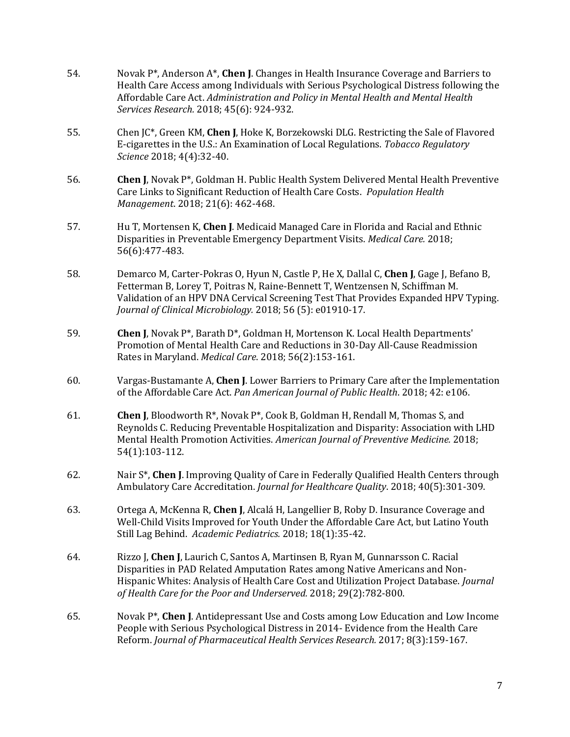54. Novak P*, Anderson A*, **Chen J**. Changes in Health Insurance Coverage and Barriers to Health Care Access among Individuals with Serious Psychological Distress following the Affordable Care Act. *Administration and Policy in Mental Health and Mental Health Services Research.* 2018; 45(6): 924-932.

55. Chen JC*, Green KM, **Chen J**, Hoke K, Borzekowski DLG. Restricting the Sale of Flavored E-cigarettes in the U.S.: An Examination of Local Regulations. *Tobacco Regulatory Science* 2018; 4(4):32-40.

56. **Chen J**, Novak P*, Goldman H. Public Health System Delivered Mental Health Preventive Care Links to Significant Reduction of Health Care Costs. *Population Health Management*. 2018; 21(6): 462-468.

57. Hu T, Mortensen K, **Chen J**. Medicaid Managed Care in Florida and Racial and Ethnic Disparities in Preventable Emergency Department Visits. *Medical Care.* 2018; 56(6):477-483.

58. Demarco M, Carter-Pokras O, Hyun N, Castle P, He X, Dallal C, **Chen J**, Gage J, Befano B, Fetterman B, Lorey T, Poitras N, Raine-Bennett T, Wentzensen N, Schiffman M. Validation of an HPV DNA Cervical Screening Test That Provides Expanded HPV Typing. *Journal of Clinical Microbiology.* 2018; 56 (5): e01910-17.

59. **Chen J**, Novak P*, Barath D*, Goldman H, Mortenson K. Local Health Departments' Promotion of Mental Health Care and Reductions in 30-Day All-Cause Readmission Rates in Maryland. *Medical Care*. 2018; 56(2):153-161.

60. Vargas-Bustamante A, **Chen J**. Lower Barriers to Primary Care after the Implementation of the Affordable Care Act. *Pan American Journal of Public Health*. 2018; 42: e106.

61. **Chen J**, Bloodworth R*, Novak P*, Cook B, Goldman H, Rendall M, Thomas S, and Reynolds C. Reducing Preventable Hospitalization and Disparity: Association with LHD Mental Health Promotion Activities. *American Journal of Preventive Medicine.* 2018; 54(1):103-112.

62. Nair S*, **Chen J**. Improving Quality of Care in Federally Qualified Health Centers through Ambulatory Care Accreditation. *Journal for Healthcare Quality*. 2018; 40(5):301-309.

63. Ortega A, McKenna R, **Chen J**, Alcalá H, Langellier B, Roby D. Insurance Coverage and Well-Child Visits Improved for Youth Under the Affordable Care Act, but Latino Youth Still Lag Behind. *Academic Pediatrics.* 2018; 18(1):35-42.

64. Rizzo J, **Chen J**, Laurich C, Santos A, Martinsen B, Ryan M, Gunnarsson C. Racial Disparities in PAD Related Amputation Rates among Native Americans and Non-Hispanic Whites: Analysis of Health Care Cost and Utilization Project Database. *Journal of Health Care for the Poor and Underserved.* 2018; 29(2):782-800.

65. Novak P*, **Chen J**. Antidepressant Use and Costs among Low Education and Low Income People with Serious Psychological Distress in 2014- Evidence from the Health Care Reform. *Journal of Pharmaceutical Health Services Research.* 2017; 8(3):159-167.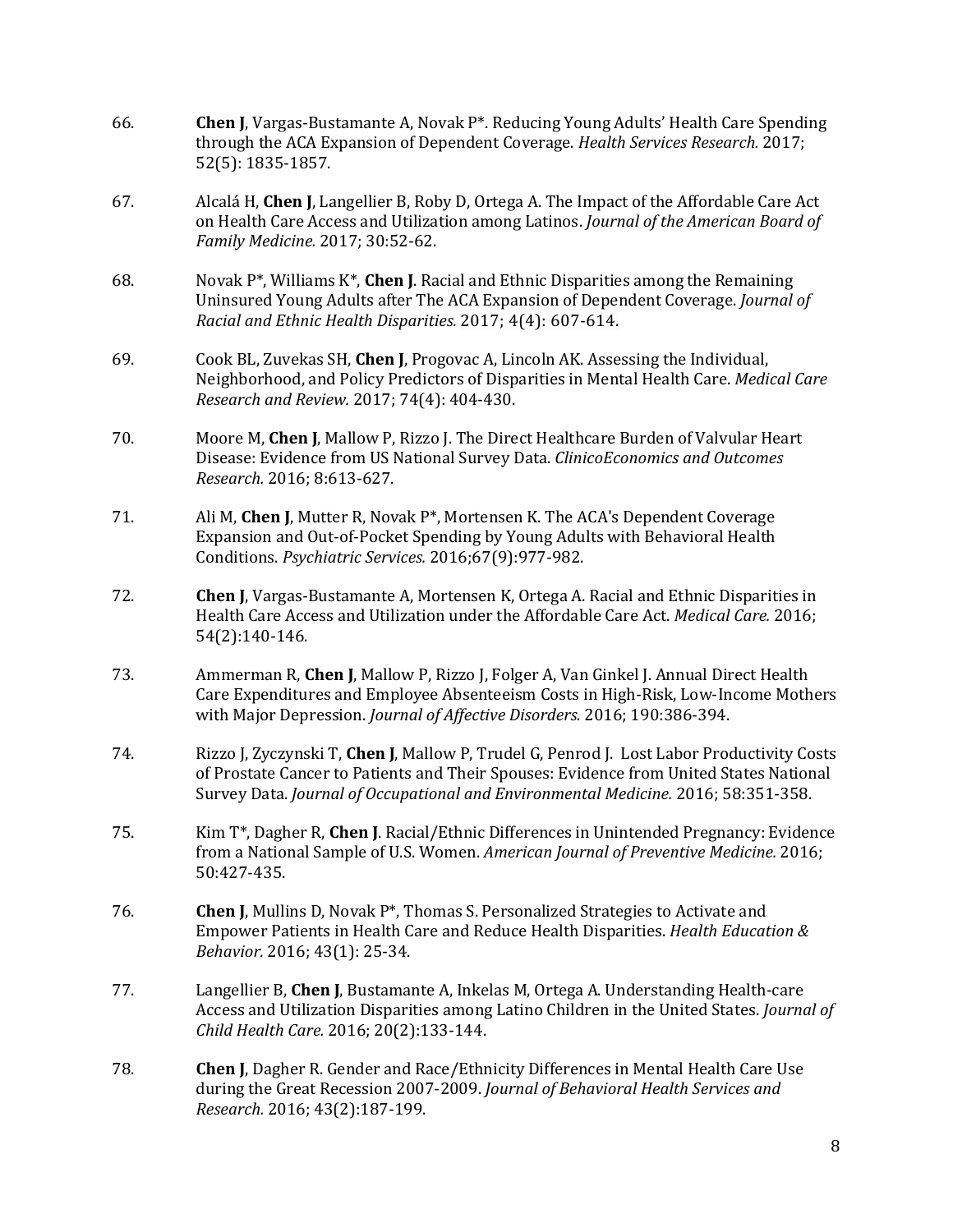66. **Chen J**, Vargas-Bustamante A, Novak P*. Reducing Young Adults' Health Care Spending through the ACA Expansion of Dependent Coverage. *Health Services Research.* 2017; 52(5): 1835-1857.

67. Alcalá H, **Chen J**, Langellier B, Roby D, Ortega A. The Impact of the Affordable Care Act on Health Care Access and Utilization among Latinos. *Journal of the American Board of Family Medicine.* 2017; 30:52-62.

68. Novak P*, Williams K*, **Chen J**. Racial and Ethnic Disparities among the Remaining Uninsured Young Adults after The ACA Expansion of Dependent Coverage. *Journal of Racial and Ethnic Health Disparities.* 2017; 4(4): 607-614.

69. Cook BL, Zuvekas SH, **Chen J**, Progovac A, Lincoln AK. Assessing the Individual, Neighborhood, and Policy Predictors of Disparities in Mental Health Care. *Medical Care Research and Review.* 2017; 74(4): 404-430.

70. Moore M, **Chen J**, Mallow P, Rizzo J. The Direct Healthcare Burden of Valvular Heart Disease: Evidence from US National Survey Data. *ClinicoEconomics and Outcomes Research.* 2016; 8:613-627.

71. Ali M, **Chen J**, Mutter R, Novak P*, Mortensen K. The ACA's Dependent Coverage Expansion and Out-of-Pocket Spending by Young Adults with Behavioral Health Conditions. *Psychiatric Services.* 2016;67(9):977-982.

72. **Chen J**, Vargas-Bustamante A, Mortensen K, Ortega A. Racial and Ethnic Disparities in Health Care Access and Utilization under the Affordable Care Act. *Medical Care.* 2016; 54(2):140-146.

73. Ammerman R, **Chen J**, Mallow P, Rizzo J, Folger A, Van Ginkel J. Annual Direct Health Care Expenditures and Employee Absenteeism Costs in High-Risk, Low-Income Mothers with Major Depression. *Journal of Affective Disorders.* 2016; 190:386-394.

74. Rizzo J, Zyczynski T, **Chen J**, Mallow P, Trudel G, Penrod J. Lost Labor Productivity Costs of Prostate Cancer to Patients and Their Spouses: Evidence from United States National Survey Data. *Journal of Occupational and Environmental Medicine.* 2016; 58:351-358.

75. Kim T*, Dagher R, **Chen J**. Racial/Ethnic Differences in Unintended Pregnancy: Evidence from a National Sample of U.S. Women. *American Journal of Preventive Medicine.* 2016; 50:427-435.

76. **Chen J**, Mullins D, Novak P*, Thomas S. Personalized Strategies to Activate and Empower Patients in Health Care and Reduce Health Disparities. *Health Education & Behavior.* 2016; 43(1): 25-34.

77. Langellier B, **Chen J**, Bustamante A, Inkelas M, Ortega A. Understanding Health-care Access and Utilization Disparities among Latino Children in the United States. *Journal of Child Health Care.* 2016; 20(2):133-144.

78. **Chen J**, Dagher R. Gender and Race/Ethnicity Differences in Mental Health Care Use during the Great Recession 2007-2009. *Journal of Behavioral Health Services and Research.* 2016; 43(2):187-199.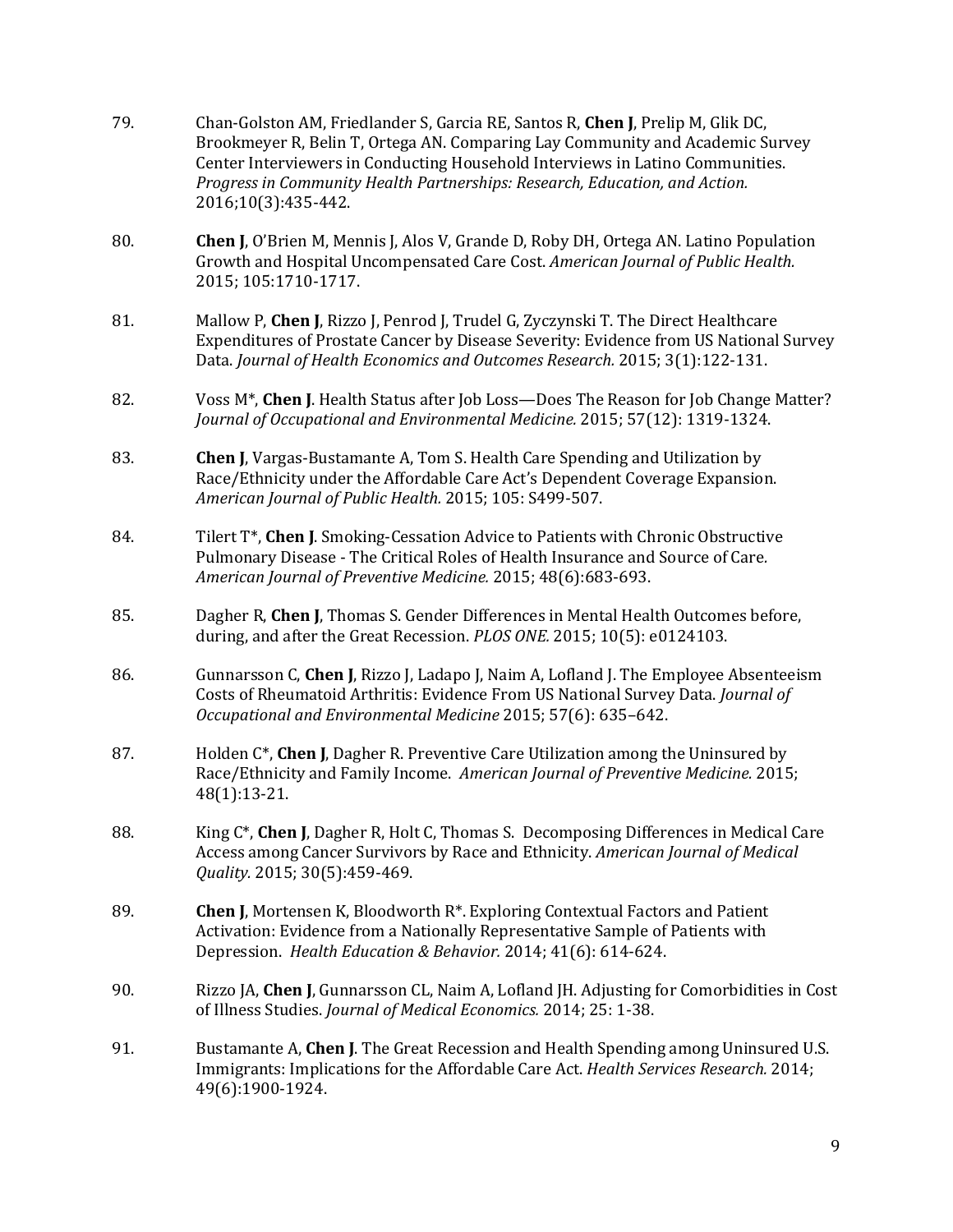79. Chan-Golston AM, Friedlander S, Garcia RE, Santos R, **Chen J**, Prelip M, Glik DC, Brookmeyer R, Belin T, Ortega AN. Comparing Lay Community and Academic Survey Center Interviewers in Conducting Household Interviews in Latino Communities. *Progress in Community Health Partnerships: Research, Education, and Action.* 2016;10(3):435-442.

80. **Chen J**, O'Brien M, Mennis J, Alos V, Grande D, Roby DH, Ortega AN. Latino Population Growth and Hospital Uncompensated Care Cost. *American Journal of Public Health.* 2015; 105:1710-1717.

81. Mallow P, **Chen J**, Rizzo J, Penrod J, Trudel G, Zyczynski T. The Direct Healthcare Expenditures of Prostate Cancer by Disease Severity: Evidence from US National Survey Data. *Journal of Health Economics and Outcomes Research.* 2015; 3(1):122-131.

82. Voss M*, **Chen J**. Health Status after Job Loss—Does The Reason for Job Change Matter? *Journal of Occupational and Environmental Medicine.* 2015; 57(12): 1319-1324.

83. **Chen J**, Vargas-Bustamante A, Tom S. Health Care Spending and Utilization by Race/Ethnicity under the Affordable Care Act's Dependent Coverage Expansion. *American Journal of Public Health.* 2015; 105: S499-507.

84. Tilert T*, **Chen J**. Smoking-Cessation Advice to Patients with Chronic Obstructive Pulmonary Disease - The Critical Roles of Health Insurance and Source of Care. *American Journal of Preventive Medicine.* 2015; 48(6):683-693.

85. Dagher R, **Chen J**, Thomas S. Gender Differences in Mental Health Outcomes before, during, and after the Great Recession. *PLOS ONE.* 2015; 10(5): e0124103.

86. Gunnarsson C, **Chen J**, Rizzo J, Ladapo J, Naim A, Lofland J. The Employee Absenteeism Costs of Rheumatoid Arthritis: Evidence From US National Survey Data. *Journal of Occupational and Environmental Medicine* 2015; 57(6): 635–642.

87. Holden C*, **Chen J**, Dagher R. Preventive Care Utilization among the Uninsured by Race/Ethnicity and Family Income. *American Journal of Preventive Medicine.* 2015; 48(1):13-21.

88. King C*, **Chen J**, Dagher R, Holt C, Thomas S. Decomposing Differences in Medical Care Access among Cancer Survivors by Race and Ethnicity. *American Journal of Medical Quality.* 2015; 30(5):459-469.

89. **Chen J**, Mortensen K, Bloodworth R*. Exploring Contextual Factors and Patient Activation: Evidence from a Nationally Representative Sample of Patients with Depression. *Health Education & Behavior.* 2014; 41(6): 614-624.

90. Rizzo JA, **Chen J**, Gunnarsson CL, Naim A, Lofland JH. Adjusting for Comorbidities in Cost of Illness Studies. *Journal of Medical Economics.* 2014; 25: 1-38.

91. Bustamante A, **Chen J**. The Great Recession and Health Spending among Uninsured U.S. Immigrants: Implications for the Affordable Care Act. *Health Services Research.* 2014; 49(6):1900-1924.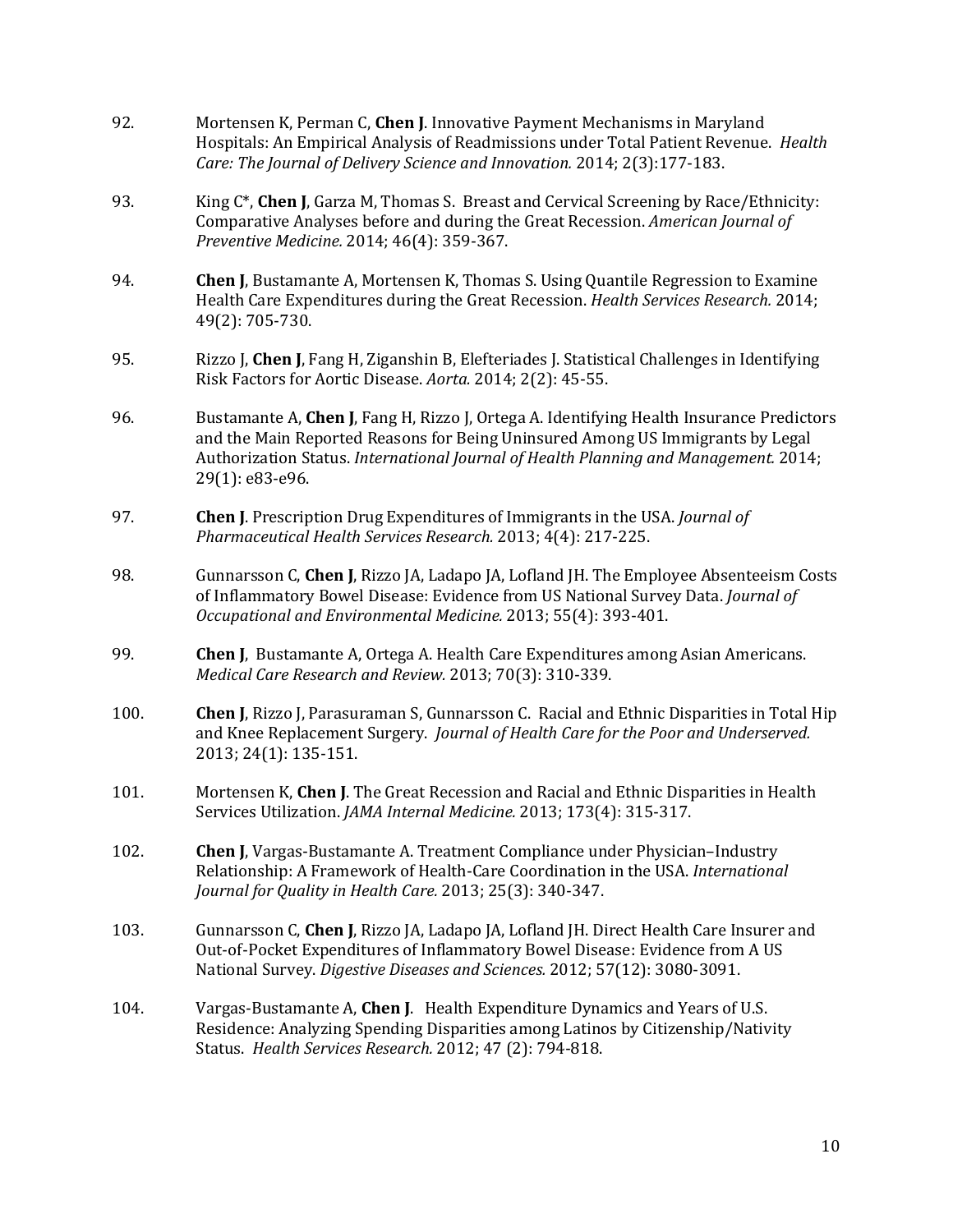92. Mortensen K, Perman C, **Chen J**. Innovative Payment Mechanisms in Maryland Hospitals: An Empirical Analysis of Readmissions under Total Patient Revenue. *Health Care: The Journal of Delivery Science and Innovation.* 2014; 2(3):177-183.

93. King C*, **Chen J**, Garza M, Thomas S. Breast and Cervical Screening by Race/Ethnicity: Comparative Analyses before and during the Great Recession. *American Journal of Preventive Medicine.* 2014; 46(4): 359-367.

94. **Chen J**, Bustamante A, Mortensen K, Thomas S. Using Quantile Regression to Examine Health Care Expenditures during the Great Recession. *Health Services Research.* 2014; 49(2): 705-730.

95. Rizzo J, **Chen J**, Fang H, Ziganshin B, Elefteriades J. Statistical Challenges in Identifying Risk Factors for Aortic Disease. *Aorta.* 2014; 2(2): 45-55.

96. Bustamante A, **Chen J**, Fang H, Rizzo J, Ortega A. Identifying Health Insurance Predictors and the Main Reported Reasons for Being Uninsured Among US Immigrants by Legal Authorization Status. *International Journal of Health Planning and Management.* 2014; 29(1): e83-e96.

97. **Chen J**. Prescription Drug Expenditures of Immigrants in the USA. *Journal of Pharmaceutical Health Services Research.* 2013; 4(4): 217-225.

98. Gunnarsson C, **Chen J**, Rizzo JA, Ladapo JA, Lofland JH. The Employee Absenteeism Costs of Inflammatory Bowel Disease: Evidence from US National Survey Data. *Journal of Occupational and Environmental Medicine.* 2013; 55(4): 393-401.

99. **Chen J**, Bustamante A, Ortega A. Health Care Expenditures among Asian Americans. *Medical Care Research and Review.* 2013; 70(3): 310-339.

100. **Chen J**, Rizzo J, Parasuraman S, Gunnarsson C. Racial and Ethnic Disparities in Total Hip and Knee Replacement Surgery. *Journal of Health Care for the Poor and Underserved.* 2013; 24(1): 135-151.

101. Mortensen K, **Chen J**. The Great Recession and Racial and Ethnic Disparities in Health Services Utilization. *JAMA Internal Medicine.* 2013; 173(4): 315-317.

102. **Chen J**, Vargas-Bustamante A. Treatment Compliance under Physician–Industry Relationship: A Framework of Health-Care Coordination in the USA. *International Journal for Quality in Health Care.* 2013; 25(3): 340-347.

103. Gunnarsson C, **Chen J**, Rizzo JA, Ladapo JA, Lofland JH. Direct Health Care Insurer and Out-of-Pocket Expenditures of Inflammatory Bowel Disease: Evidence from A US National Survey. *Digestive Diseases and Sciences.* 2012; 57(12): 3080-3091.

104. Vargas-Bustamante A, **Chen J**. Health Expenditure Dynamics and Years of U.S. Residence: Analyzing Spending Disparities among Latinos by Citizenship/Nativity Status. *Health Services Research.* 2012; 47 (2): 794-818.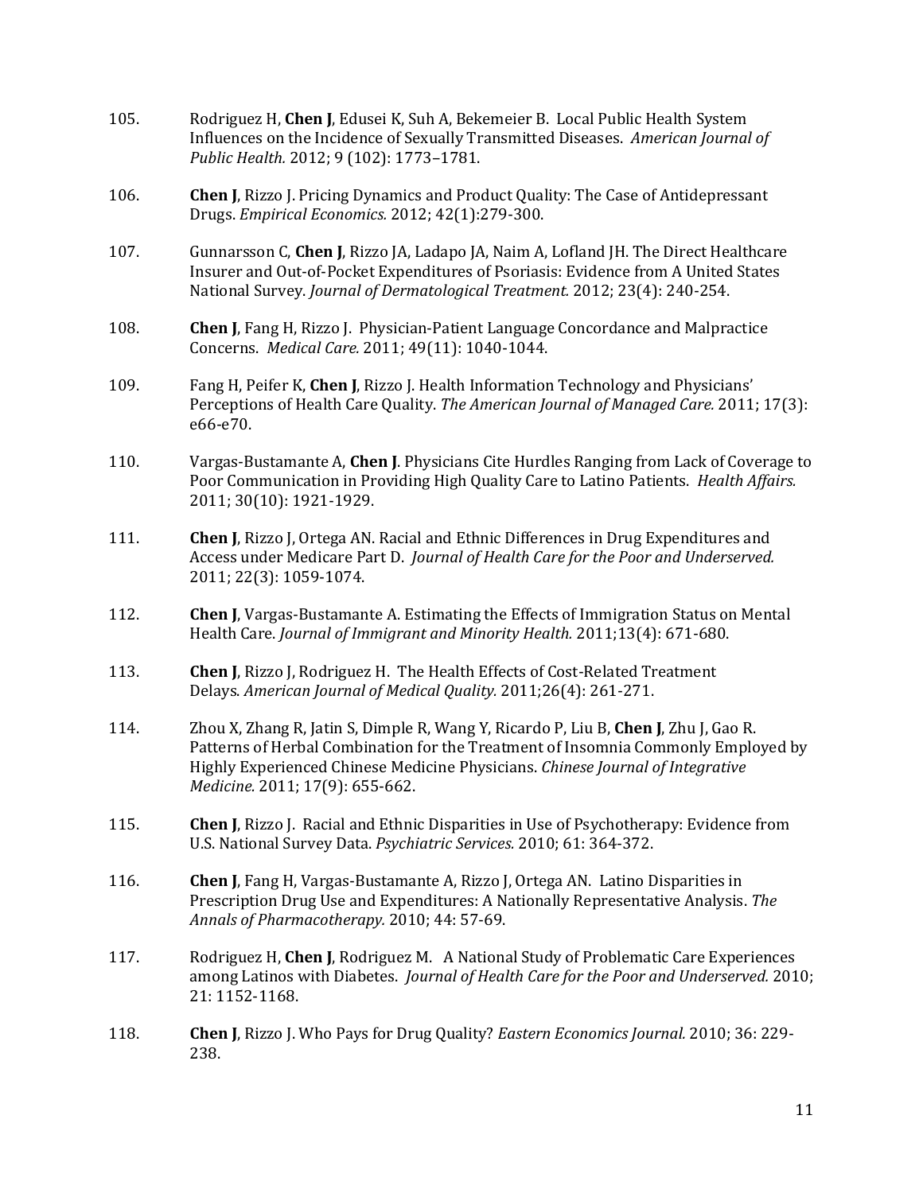105. Rodriguez H, **Chen J**, Edusei K, Suh A, Bekemeier B. Local Public Health System Influences on the Incidence of Sexually Transmitted Diseases. *American Journal of Public Health.* 2012; 9 (102): 1773–1781.

106. **Chen J**, Rizzo J. Pricing Dynamics and Product Quality: The Case of Antidepressant Drugs. *Empirical Economics.* 2012; 42(1):279-300.

107. Gunnarsson C, **Chen J**, Rizzo JA, Ladapo JA, Naim A, Lofland JH. The Direct Healthcare Insurer and Out-of-Pocket Expenditures of Psoriasis: Evidence from A United States National Survey. *Journal of Dermatological Treatment.* 2012; 23(4): 240-254.

108. **Chen J**, Fang H, Rizzo J. Physician-Patient Language Concordance and Malpractice Concerns. *Medical Care.* 2011; 49(11): 1040-1044.

109. Fang H, Peifer K, **Chen J**, Rizzo J. Health Information Technology and Physicians' Perceptions of Health Care Quality. *The American Journal of Managed Care.* 2011; 17(3): e66-e70.

110. Vargas-Bustamante A, **Chen J**. Physicians Cite Hurdles Ranging from Lack of Coverage to Poor Communication in Providing High Quality Care to Latino Patients. *Health Affairs.* 2011; 30(10): 1921-1929.

111. **Chen J**, Rizzo J, Ortega AN. Racial and Ethnic Differences in Drug Expenditures and Access under Medicare Part D. *Journal of Health Care for the Poor and Underserved.* 2011; 22(3): 1059-1074.

112. **Chen J**, Vargas-Bustamante A. Estimating the Effects of Immigration Status on Mental Health Care. *Journal of Immigrant and Minority Health.* 2011;13(4): 671-680.

113. **Chen J**, Rizzo J, Rodriguez H. The Health Effects of Cost-Related Treatment Delays. *American Journal of Medical Quality.* 2011;26(4): 261-271.

114. Zhou X, Zhang R, Jatin S, Dimple R, Wang Y, Ricardo P, Liu B, **Chen J**, Zhu J, Gao R. Patterns of Herbal Combination for the Treatment of Insomnia Commonly Employed by Highly Experienced Chinese Medicine Physicians. *Chinese Journal of Integrative Medicine.* 2011; 17(9): 655-662.

115. **Chen J**, Rizzo J. Racial and Ethnic Disparities in Use of Psychotherapy: Evidence from U.S. National Survey Data. *Psychiatric Services.* 2010; 61: 364-372.

116. **Chen J**, Fang H, Vargas-Bustamante A, Rizzo J, Ortega AN. Latino Disparities in Prescription Drug Use and Expenditures: A Nationally Representative Analysis. *The Annals of Pharmacotherapy.* 2010; 44: 57-69.

117. Rodriguez H, **Chen J**, Rodriguez M. A National Study of Problematic Care Experiences among Latinos with Diabetes. *Journal of Health Care for the Poor and Underserved.* 2010; 21: 1152-1168.

118. **Chen J**, Rizzo J. Who Pays for Drug Quality? *Eastern Economics Journal.* 2010; 36: 229-238.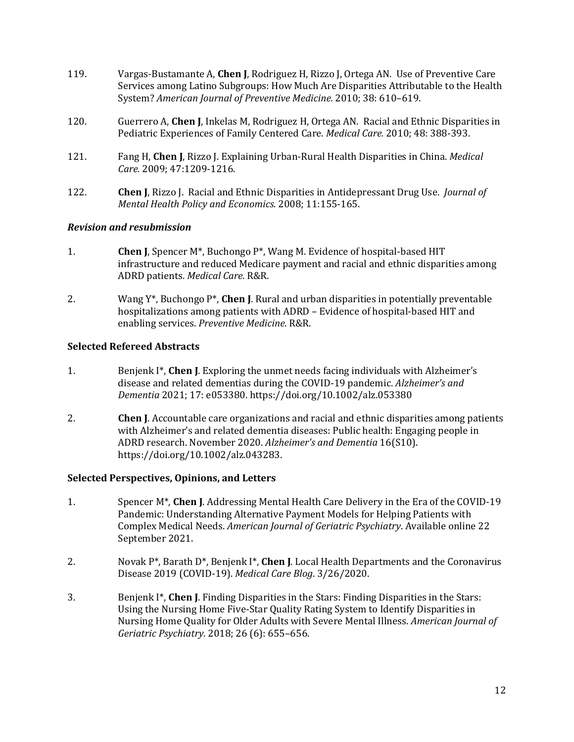119. Vargas-Bustamante A, **Chen J**, Rodriguez H, Rizzo J, Ortega AN. Use of Preventive Care Services among Latino Subgroups: How Much Are Disparities Attributable to the Health System? *American Journal of Preventive Medicine.* 2010; 38: 610–619.

120. Guerrero A, **Chen J**, Inkelas M, Rodriguez H, Ortega AN. Racial and Ethnic Disparities in Pediatric Experiences of Family Centered Care. *Medical Care.* 2010; 48: 388-393.

121. Fang H, **Chen J**, Rizzo J. Explaining Urban-Rural Health Disparities in China. *Medical Care.* 2009; 47:1209-1216.

122. **Chen J**, Rizzo J. Racial and Ethnic Disparities in Antidepressant Drug Use. *Journal of Mental Health Policy and Economics.* 2008; 11:155-165.

***Revision and resubmission***

1. **Chen J**, Spencer M*, Buchongo P*, Wang M. Evidence of hospital-based HIT infrastructure and reduced Medicare payment and racial and ethnic disparities among ADRD patients. *Medical Care*. R&R.

2. Wang Y*, Buchongo P*, **Chen J**. Rural and urban disparities in potentially preventable hospitalizations among patients with ADRD – Evidence of hospital-based HIT and enabling services. *Preventive Medicine*. R&R.

**Selected Refereed Abstracts**

1. Benjenk I*, **Chen J**. Exploring the unmet needs facing individuals with Alzheimer's disease and related dementias during the COVID-19 pandemic. *Alzheimer's and Dementia* 2021; 17: e053380. https://doi.org/10.1002/alz.053380

2. **Chen J**. Accountable care organizations and racial and ethnic disparities among patients with Alzheimer's and related dementia diseases: Public health: Engaging people in ADRD research. November 2020. *Alzheimer's and Dementia* 16(S10). https://doi.org/10.1002/alz.043283.

**Selected Perspectives, Opinions, and Letters**

1. Spencer M*, **Chen J**. Addressing Mental Health Care Delivery in the Era of the COVID-19 Pandemic: Understanding Alternative Payment Models for Helping Patients with Complex Medical Needs. *American Journal of Geriatric Psychiatry*. Available online 22 September 2021.

2. Novak P*, Barath D*, Benjenk I*, **Chen J**. Local Health Departments and the Coronavirus Disease 2019 (COVID-19). *Medical Care Blog*. 3/26/2020.

3. Benjenk I*, **Chen J**. Finding Disparities in the Stars: Finding Disparities in the Stars: Using the Nursing Home Five-Star Quality Rating System to Identify Disparities in Nursing Home Quality for Older Adults with Severe Mental Illness. *American Journal of Geriatric Psychiatry*. 2018; 26 (6): 655–656.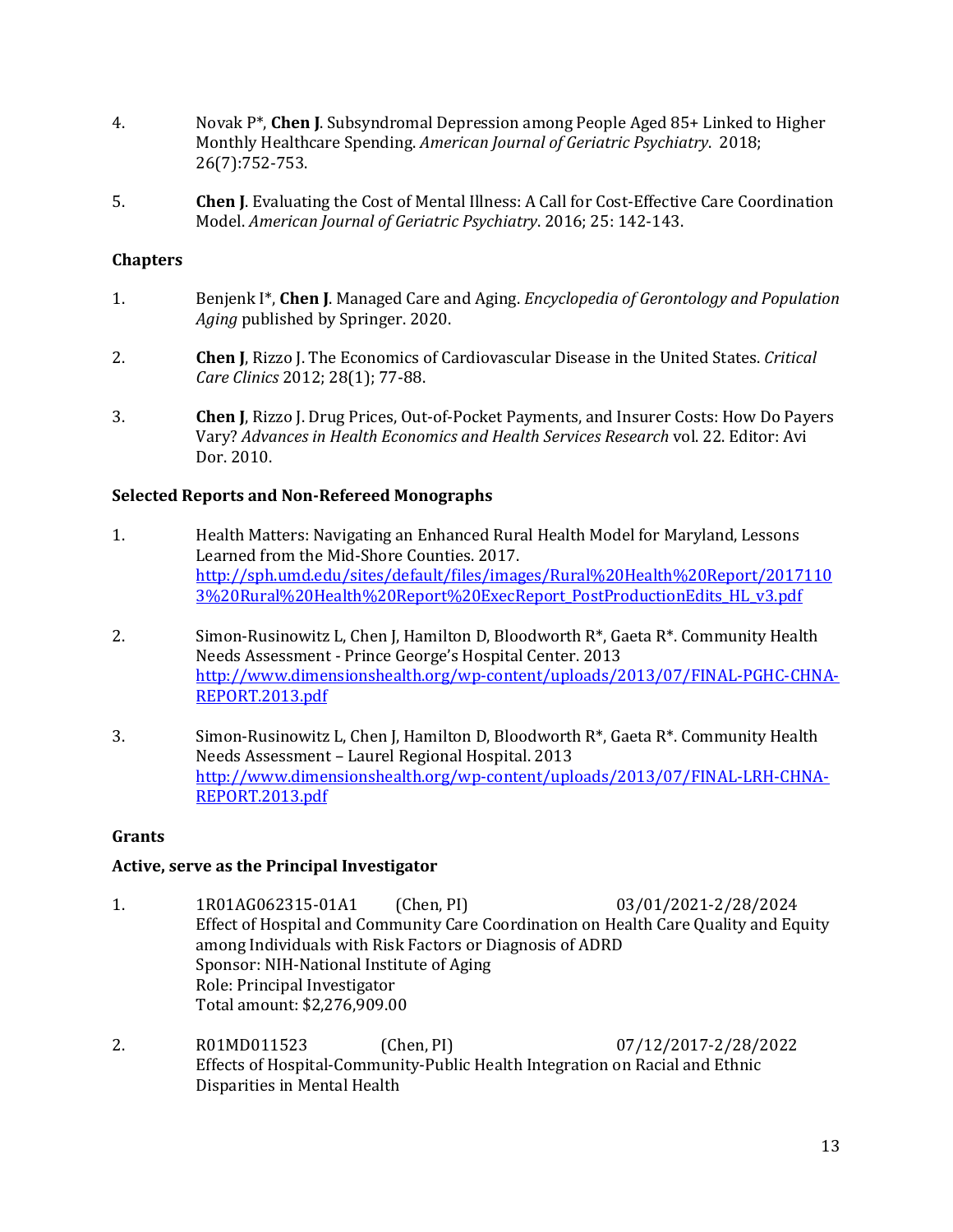4. Novak P*, **Chen J**. Subsyndromal Depression among People Aged 85+ Linked to Higher Monthly Healthcare Spending. *American Journal of Geriatric Psychiatry*. 2018; 26(7):752-753.

5. **Chen J**. Evaluating the Cost of Mental Illness: A Call for Cost-Effective Care Coordination Model. *American Journal of Geriatric Psychiatry*. 2016; 25: 142-143.

### Chapters

1. Benjenk I*, **Chen J**. Managed Care and Aging. *Encyclopedia of Gerontology and Population Aging* published by Springer. 2020.

2. **Chen J**, Rizzo J. The Economics of Cardiovascular Disease in the United States. *Critical Care Clinics* 2012; 28(1); 77-88.

3. **Chen J**, Rizzo J. Drug Prices, Out-of-Pocket Payments, and Insurer Costs: How Do Payers Vary? *Advances in Health Economics and Health Services Research* vol. 22. Editor: Avi Dor. 2010.

### Selected Reports and Non-Refereed Monographs

1. Health Matters: Navigating an Enhanced Rural Health Model for Maryland, Lessons Learned from the Mid-Shore Counties. 2017. http://sph.umd.edu/sites/default/files/images/Rural%20Health%20Report/20171103%20Rural%20Health%20Report%20ExecReport_PostProductionEdits_HL_v3.pdf

2. Simon-Rusinowitz L, Chen J, Hamilton D, Bloodworth R*, Gaeta R*. Community Health Needs Assessment - Prince George's Hospital Center. 2013 http://www.dimensionshealth.org/wp-content/uploads/2013/07/FINAL-PGHC-CHNA-REPORT.2013.pdf

3. Simon-Rusinowitz L, Chen J, Hamilton D, Bloodworth R*, Gaeta R*. Community Health Needs Assessment – Laurel Regional Hospital. 2013 http://www.dimensionshealth.org/wp-content/uploads/2013/07/FINAL-LRH-CHNA-REPORT.2013.pdf

### Grants

### Active, serve as the Principal Investigator

1. 1R01AG062315-01A1 (Chen, PI) 03/01/2021-2/28/2024
   Effect of Hospital and Community Care Coordination on Health Care Quality and Equity among Individuals with Risk Factors or Diagnosis of ADRD
   Sponsor: NIH-National Institute of Aging
   Role: Principal Investigator
   Total amount: $2,276,909.00

2. R01MD011523 (Chen, PI) 07/12/2017-2/28/2022
   Effects of Hospital-Community-Public Health Integration on Racial and Ethnic Disparities in Mental Health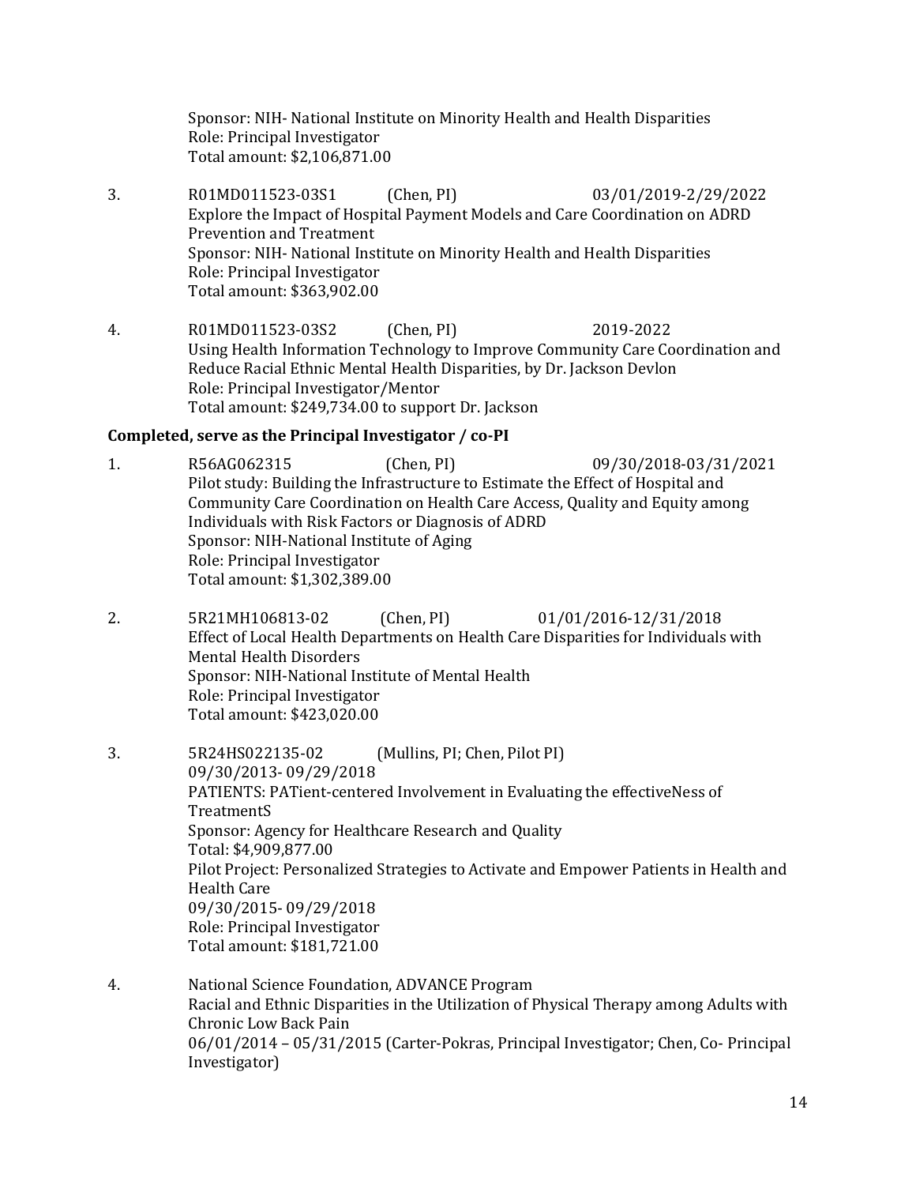Sponsor: NIH- National Institute on Minority Health and Health Disparities
Role: Principal Investigator
Total amount: $2,106,871.00

3. R01MD011523-03S1 (Chen, PI) 03/01/2019-2/29/2022
Explore the Impact of Hospital Payment Models and Care Coordination on ADRD Prevention and Treatment
Sponsor: NIH- National Institute on Minority Health and Health Disparities
Role: Principal Investigator
Total amount: $363,902.00

4. R01MD011523-03S2 (Chen, PI) 2019-2022
Using Health Information Technology to Improve Community Care Coordination and Reduce Racial Ethnic Mental Health Disparities, by Dr. Jackson Devlon
Role: Principal Investigator/Mentor
Total amount: $249,734.00 to support Dr. Jackson

**Completed, serve as the Principal Investigator / co-PI**

1. R56AG062315 (Chen, PI) 09/30/2018-03/31/2021
Pilot study: Building the Infrastructure to Estimate the Effect of Hospital and Community Care Coordination on Health Care Access, Quality and Equity among Individuals with Risk Factors or Diagnosis of ADRD
Sponsor: NIH-National Institute of Aging
Role: Principal Investigator
Total amount: $1,302,389.00

2. 5R21MH106813-02 (Chen, PI) 01/01/2016-12/31/2018
Effect of Local Health Departments on Health Care Disparities for Individuals with Mental Health Disorders
Sponsor: NIH-National Institute of Mental Health
Role: Principal Investigator
Total amount: $423,020.00

3. 5R24HS022135-02 (Mullins, PI; Chen, Pilot PI)
09/30/2013- 09/29/2018
PATIENTS: PATient-centered Involvement in Evaluating the effectiveNess of TreatmentS
Sponsor: Agency for Healthcare Research and Quality
Total: $4,909,877.00
Pilot Project: Personalized Strategies to Activate and Empower Patients in Health and Health Care
09/30/2015- 09/29/2018
Role: Principal Investigator
Total amount: $181,721.00

4. National Science Foundation, ADVANCE Program
Racial and Ethnic Disparities in the Utilization of Physical Therapy among Adults with Chronic Low Back Pain
06/01/2014 – 05/31/2015 (Carter-Pokras, Principal Investigator; Chen, Co- Principal Investigator)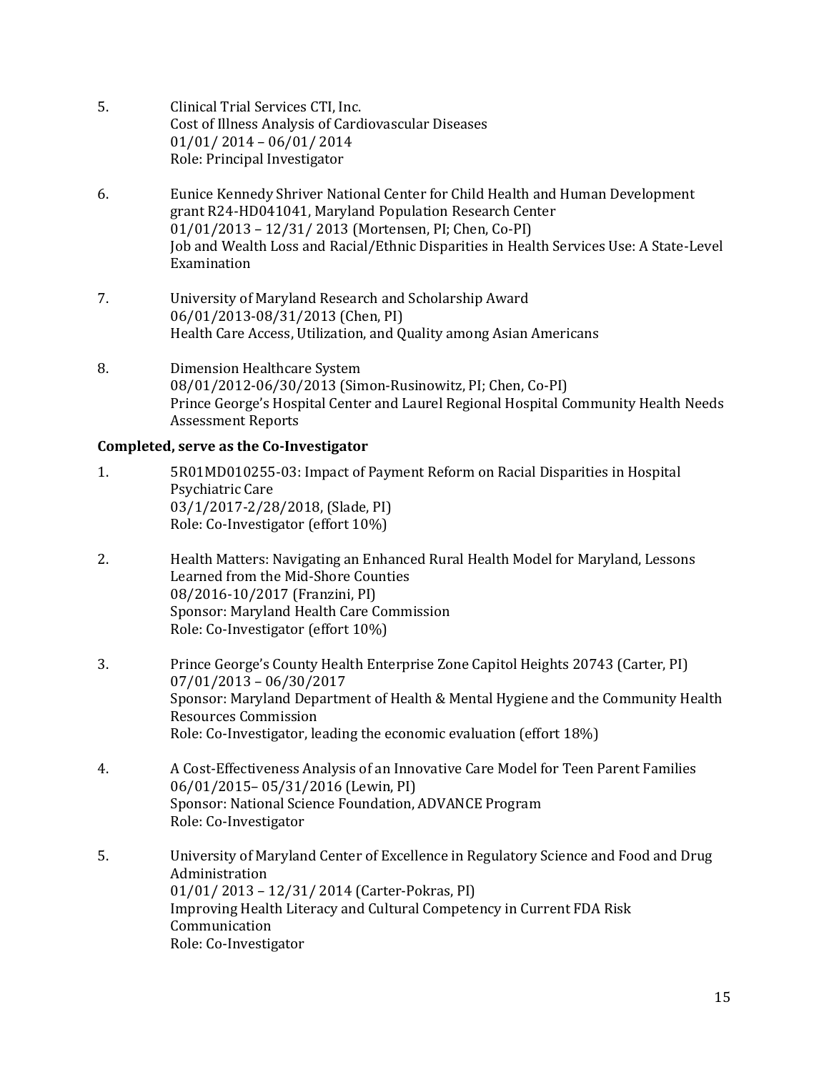5. Clinical Trial Services CTI, Inc.
   Cost of Illness Analysis of Cardiovascular Diseases
   01/01/ 2014 – 06/01/ 2014
   Role: Principal Investigator

6. Eunice Kennedy Shriver National Center for Child Health and Human Development grant R24-HD041041, Maryland Population Research Center
   01/01/2013 – 12/31/ 2013 (Mortensen, PI; Chen, Co-PI)
   Job and Wealth Loss and Racial/Ethnic Disparities in Health Services Use: A State-Level Examination

7. University of Maryland Research and Scholarship Award
   06/01/2013-08/31/2013 (Chen, PI)
   Health Care Access, Utilization, and Quality among Asian Americans

8. Dimension Healthcare System
   08/01/2012-06/30/2013 (Simon-Rusinowitz, PI; Chen, Co-PI)
   Prince George's Hospital Center and Laurel Regional Hospital Community Health Needs Assessment Reports

**Completed, serve as the Co-Investigator**

1. 5R01MD010255-03: Impact of Payment Reform on Racial Disparities in Hospital Psychiatric Care
   03/1/2017-2/28/2018, (Slade, PI)
   Role: Co-Investigator (effort 10%)

2. Health Matters: Navigating an Enhanced Rural Health Model for Maryland, Lessons Learned from the Mid-Shore Counties
   08/2016-10/2017 (Franzini, PI)
   Sponsor: Maryland Health Care Commission
   Role: Co-Investigator (effort 10%)

3. Prince George's County Health Enterprise Zone Capitol Heights 20743 (Carter, PI)
   07/01/2013 – 06/30/2017
   Sponsor: Maryland Department of Health & Mental Hygiene and the Community Health Resources Commission
   Role: Co-Investigator, leading the economic evaluation (effort 18%)

4. A Cost-Effectiveness Analysis of an Innovative Care Model for Teen Parent Families
   06/01/2015– 05/31/2016 (Lewin, PI)
   Sponsor: National Science Foundation, ADVANCE Program
   Role: Co-Investigator

5. University of Maryland Center of Excellence in Regulatory Science and Food and Drug Administration
   01/01/ 2013 – 12/31/ 2014 (Carter-Pokras, PI)
   Improving Health Literacy and Cultural Competency in Current FDA Risk Communication
   Role: Co-Investigator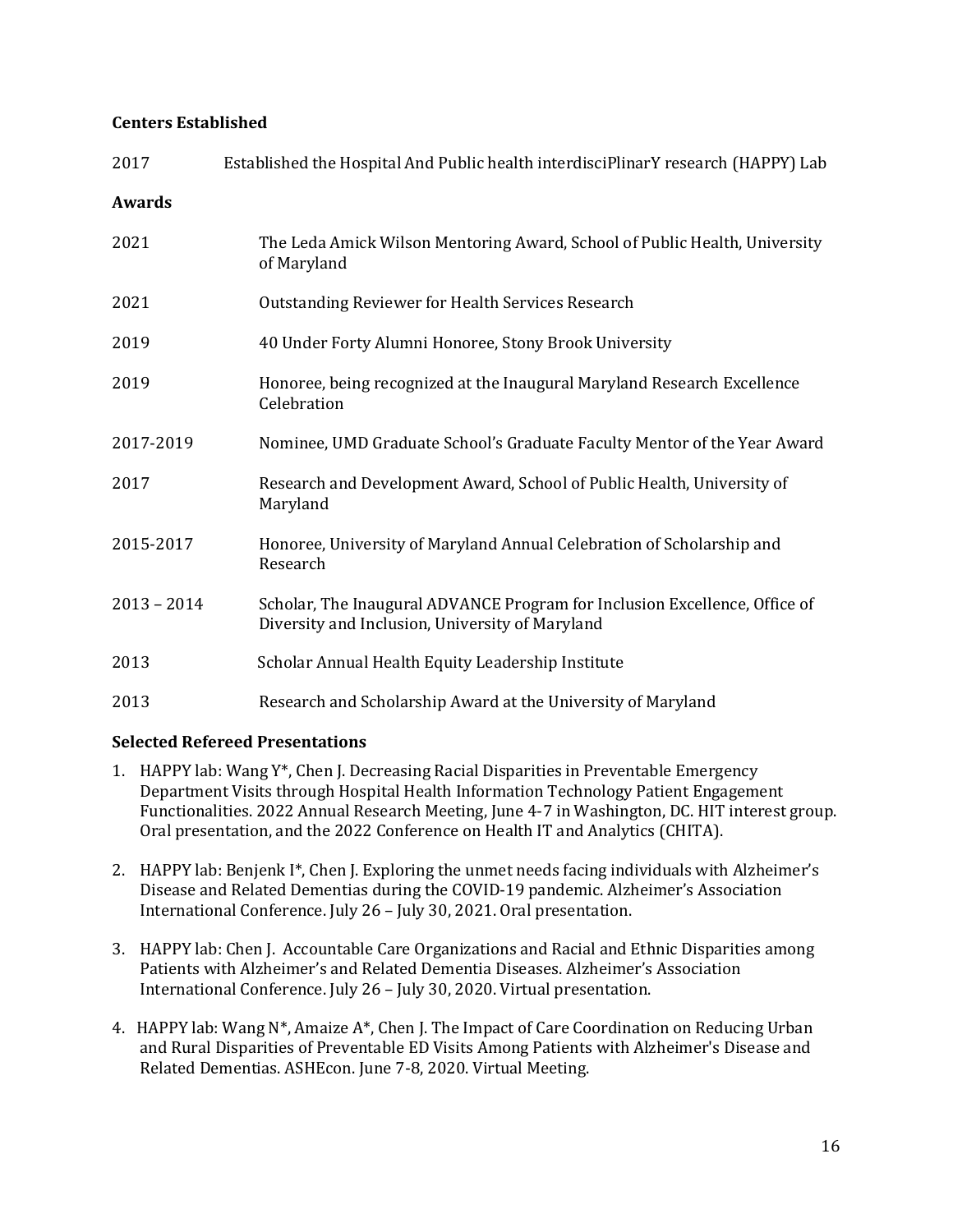**Centers Established**

2017 Established the Hospital And Public health interdisciPlinarY research (HAPPY) Lab

**Awards**

| | |
|---|---|
| 2021 | The Leda Amick Wilson Mentoring Award, School of Public Health, University of Maryland |
| 2021 | Outstanding Reviewer for Health Services Research |
| 2019 | 40 Under Forty Alumni Honoree, Stony Brook University |
| 2019 | Honoree, being recognized at the Inaugural Maryland Research Excellence Celebration |
| 2017-2019 | Nominee, UMD Graduate School's Graduate Faculty Mentor of the Year Award |
| 2017 | Research and Development Award, School of Public Health, University of Maryland |
| 2015-2017 | Honoree, University of Maryland Annual Celebration of Scholarship and Research |
| 2013 – 2014 | Scholar, The Inaugural ADVANCE Program for Inclusion Excellence, Office of Diversity and Inclusion, University of Maryland |
| 2013 | Scholar Annual Health Equity Leadership Institute |
| 2013 | Research and Scholarship Award at the University of Maryland |

**Selected Refereed Presentations**

1. HAPPY lab: Wang Y*, Chen J. Decreasing Racial Disparities in Preventable Emergency Department Visits through Hospital Health Information Technology Patient Engagement Functionalities. 2022 Annual Research Meeting, June 4-7 in Washington, DC. HIT interest group. Oral presentation, and the 2022 Conference on Health IT and Analytics (CHITA).

2. HAPPY lab: Benjenk I*, Chen J. Exploring the unmet needs facing individuals with Alzheimer's Disease and Related Dementias during the COVID-19 pandemic. Alzheimer's Association International Conference. July 26 – July 30, 2021. Oral presentation.

3. HAPPY lab: Chen J. Accountable Care Organizations and Racial and Ethnic Disparities among Patients with Alzheimer's and Related Dementia Diseases. Alzheimer's Association International Conference. July 26 – July 30, 2020. Virtual presentation.

4. HAPPY lab: Wang N*, Amaize A*, Chen J. The Impact of Care Coordination on Reducing Urban and Rural Disparities of Preventable ED Visits Among Patients with Alzheimer's Disease and Related Dementias. ASHEcon. June 7-8, 2020. Virtual Meeting.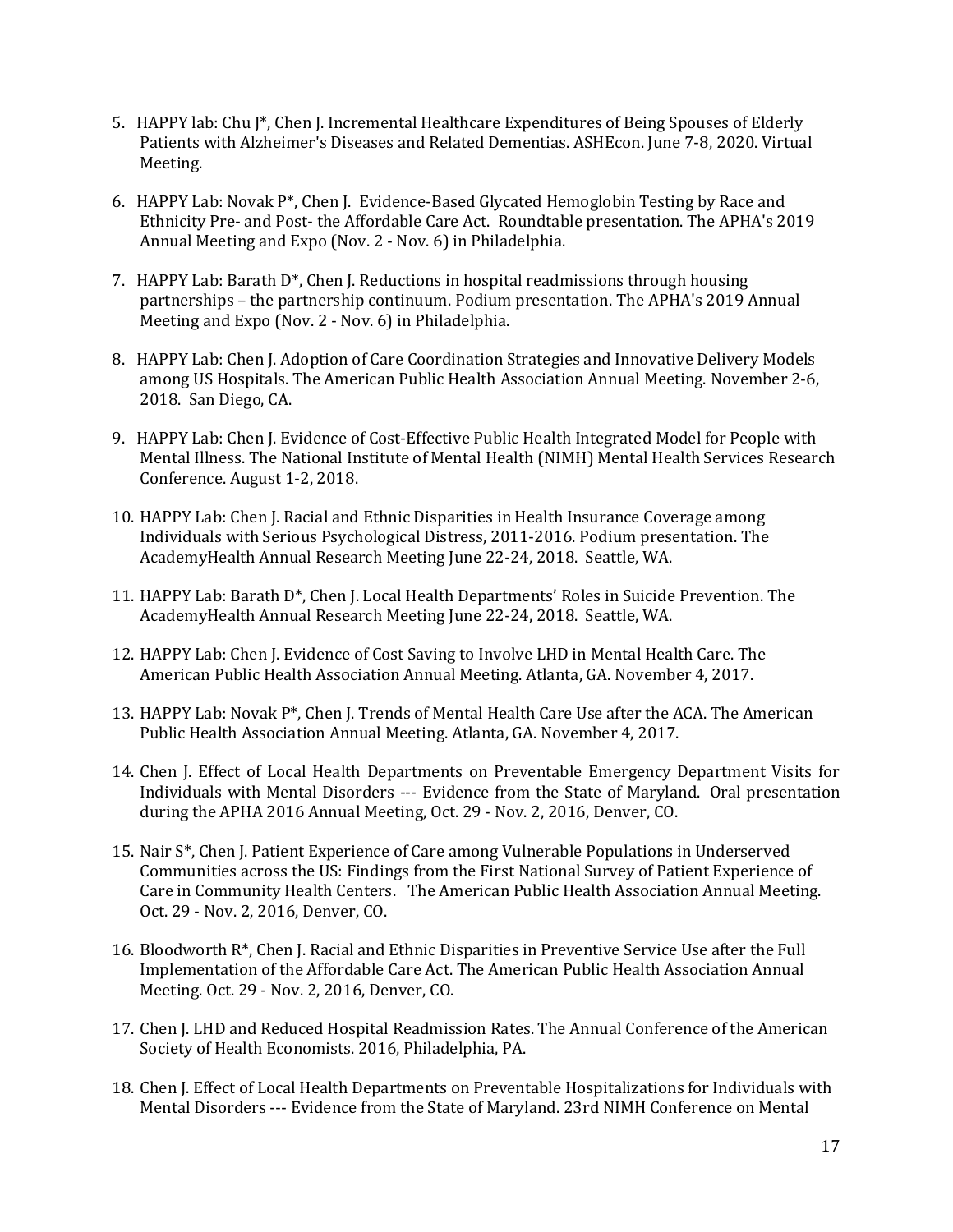5. HAPPY lab: Chu J*, Chen J. Incremental Healthcare Expenditures of Being Spouses of Elderly Patients with Alzheimer's Diseases and Related Dementias. ASHEcon. June 7-8, 2020. Virtual Meeting.

6. HAPPY Lab: Novak P*, Chen J. Evidence-Based Glycated Hemoglobin Testing by Race and Ethnicity Pre- and Post- the Affordable Care Act. Roundtable presentation. The APHA's 2019 Annual Meeting and Expo (Nov. 2 - Nov. 6) in Philadelphia.

7. HAPPY Lab: Barath D*, Chen J. Reductions in hospital readmissions through housing partnerships – the partnership continuum. Podium presentation. The APHA's 2019 Annual Meeting and Expo (Nov. 2 - Nov. 6) in Philadelphia.

8. HAPPY Lab: Chen J. Adoption of Care Coordination Strategies and Innovative Delivery Models among US Hospitals. The American Public Health Association Annual Meeting. November 2-6, 2018. San Diego, CA.

9. HAPPY Lab: Chen J. Evidence of Cost-Effective Public Health Integrated Model for People with Mental Illness. The National Institute of Mental Health (NIMH) Mental Health Services Research Conference. August 1-2, 2018.

10. HAPPY Lab: Chen J. Racial and Ethnic Disparities in Health Insurance Coverage among Individuals with Serious Psychological Distress, 2011-2016. Podium presentation. The AcademyHealth Annual Research Meeting June 22-24, 2018. Seattle, WA.

11. HAPPY Lab: Barath D*, Chen J. Local Health Departments' Roles in Suicide Prevention. The AcademyHealth Annual Research Meeting June 22-24, 2018. Seattle, WA.

12. HAPPY Lab: Chen J. Evidence of Cost Saving to Involve LHD in Mental Health Care. The American Public Health Association Annual Meeting. Atlanta, GA. November 4, 2017.

13. HAPPY Lab: Novak P*, Chen J. Trends of Mental Health Care Use after the ACA. The American Public Health Association Annual Meeting. Atlanta, GA. November 4, 2017.

14. Chen J. Effect of Local Health Departments on Preventable Emergency Department Visits for Individuals with Mental Disorders --- Evidence from the State of Maryland. Oral presentation during the APHA 2016 Annual Meeting, Oct. 29 - Nov. 2, 2016, Denver, CO.

15. Nair S*, Chen J. Patient Experience of Care among Vulnerable Populations in Underserved Communities across the US: Findings from the First National Survey of Patient Experience of Care in Community Health Centers. The American Public Health Association Annual Meeting. Oct. 29 - Nov. 2, 2016, Denver, CO.

16. Bloodworth R*, Chen J. Racial and Ethnic Disparities in Preventive Service Use after the Full Implementation of the Affordable Care Act. The American Public Health Association Annual Meeting. Oct. 29 - Nov. 2, 2016, Denver, CO.

17. Chen J. LHD and Reduced Hospital Readmission Rates. The Annual Conference of the American Society of Health Economists. 2016, Philadelphia, PA.

18. Chen J. Effect of Local Health Departments on Preventable Hospitalizations for Individuals with Mental Disorders --- Evidence from the State of Maryland. 23rd NIMH Conference on Mental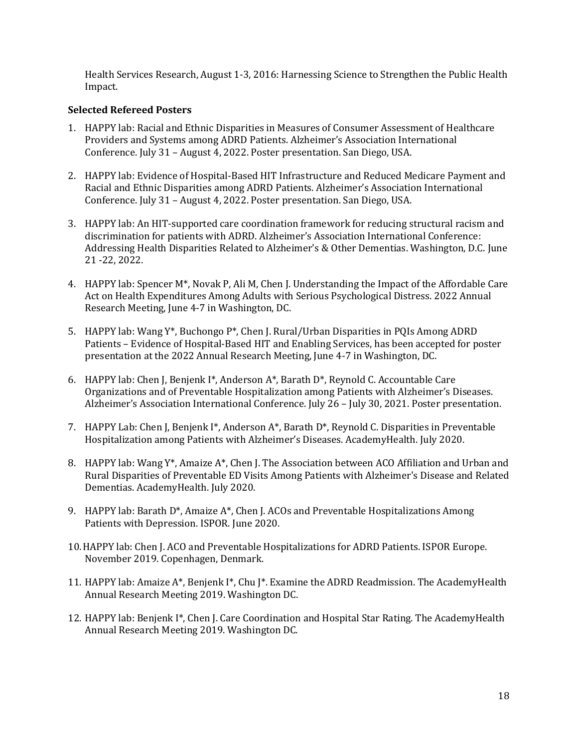Health Services Research, August 1-3, 2016: Harnessing Science to Strengthen the Public Health Impact.

**Selected Refereed Posters**

1. HAPPY lab: Racial and Ethnic Disparities in Measures of Consumer Assessment of Healthcare Providers and Systems among ADRD Patients. Alzheimer's Association International Conference. July 31 – August 4, 2022. Poster presentation. San Diego, USA.

2. HAPPY lab: Evidence of Hospital-Based HIT Infrastructure and Reduced Medicare Payment and Racial and Ethnic Disparities among ADRD Patients. Alzheimer's Association International Conference. July 31 – August 4, 2022. Poster presentation. San Diego, USA.

3. HAPPY lab: An HIT-supported care coordination framework for reducing structural racism and discrimination for patients with ADRD. Alzheimer's Association International Conference: Addressing Health Disparities Related to Alzheimer's & Other Dementias. Washington, D.C. June 21 -22, 2022.

4. HAPPY lab: Spencer M*, Novak P, Ali M, Chen J. Understanding the Impact of the Affordable Care Act on Health Expenditures Among Adults with Serious Psychological Distress. 2022 Annual Research Meeting, June 4-7 in Washington, DC.

5. HAPPY lab: Wang Y*, Buchongo P*, Chen J. Rural/Urban Disparities in PQIs Among ADRD Patients – Evidence of Hospital-Based HIT and Enabling Services, has been accepted for poster presentation at the 2022 Annual Research Meeting, June 4-7 in Washington, DC.

6. HAPPY lab: Chen J, Benjenk I*, Anderson A*, Barath D*, Reynold C. Accountable Care Organizations and of Preventable Hospitalization among Patients with Alzheimer's Diseases. Alzheimer's Association International Conference. July 26 – July 30, 2021. Poster presentation.

7. HAPPY Lab: Chen J, Benjenk I*, Anderson A*, Barath D*, Reynold C. Disparities in Preventable Hospitalization among Patients with Alzheimer's Diseases. AcademyHealth. July 2020.

8. HAPPY lab: Wang Y*, Amaize A*, Chen J. The Association between ACO Affiliation and Urban and Rural Disparities of Preventable ED Visits Among Patients with Alzheimer's Disease and Related Dementias. AcademyHealth. July 2020.

9. HAPPY lab: Barath D*, Amaize A*, Chen J. ACOs and Preventable Hospitalizations Among Patients with Depression. ISPOR. June 2020.

10. HAPPY lab: Chen J. ACO and Preventable Hospitalizations for ADRD Patients. ISPOR Europe. November 2019. Copenhagen, Denmark.

11. HAPPY lab: Amaize A*, Benjenk I*, Chu J*. Examine the ADRD Readmission. The AcademyHealth Annual Research Meeting 2019. Washington DC.

12. HAPPY lab: Benjenk I*, Chen J. Care Coordination and Hospital Star Rating. The AcademyHealth Annual Research Meeting 2019. Washington DC.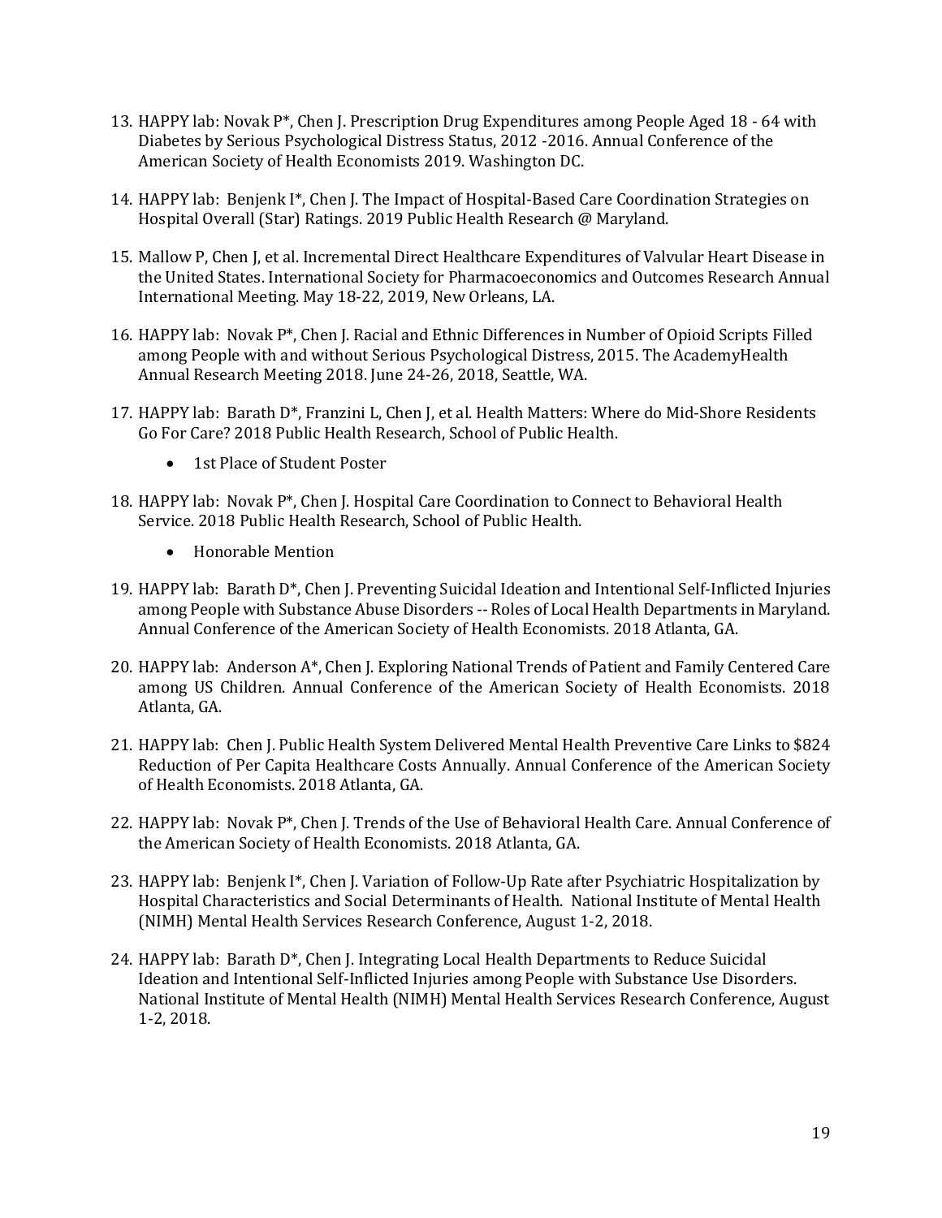13. HAPPY lab: Novak P*, Chen J. Prescription Drug Expenditures among People Aged 18 - 64 with Diabetes by Serious Psychological Distress Status, 2012 -2016. Annual Conference of the American Society of Health Economists 2019. Washington DC.

14. HAPPY lab: Benjenk I*, Chen J. The Impact of Hospital-Based Care Coordination Strategies on Hospital Overall (Star) Ratings. 2019 Public Health Research @ Maryland.

15. Mallow P, Chen J, et al. Incremental Direct Healthcare Expenditures of Valvular Heart Disease in the United States. International Society for Pharmacoeconomics and Outcomes Research Annual International Meeting. May 18-22, 2019, New Orleans, LA.

16. HAPPY lab: Novak P*, Chen J. Racial and Ethnic Differences in Number of Opioid Scripts Filled among People with and without Serious Psychological Distress, 2015. The AcademyHealth Annual Research Meeting 2018. June 24-26, 2018, Seattle, WA.

17. HAPPY lab: Barath D*, Franzini L, Chen J, et al. Health Matters: Where do Mid-Shore Residents Go For Care? 2018 Public Health Research, School of Public Health.
    - 1st Place of Student Poster

18. HAPPY lab: Novak P*, Chen J. Hospital Care Coordination to Connect to Behavioral Health Service. 2018 Public Health Research, School of Public Health.
    - Honorable Mention

19. HAPPY lab: Barath D*, Chen J. Preventing Suicidal Ideation and Intentional Self-Inflicted Injuries among People with Substance Abuse Disorders -- Roles of Local Health Departments in Maryland. Annual Conference of the American Society of Health Economists. 2018 Atlanta, GA.

20. HAPPY lab: Anderson A*, Chen J. Exploring National Trends of Patient and Family Centered Care among US Children. Annual Conference of the American Society of Health Economists. 2018 Atlanta, GA.

21. HAPPY lab: Chen J. Public Health System Delivered Mental Health Preventive Care Links to $824 Reduction of Per Capita Healthcare Costs Annually. Annual Conference of the American Society of Health Economists. 2018 Atlanta, GA.

22. HAPPY lab: Novak P*, Chen J. Trends of the Use of Behavioral Health Care. Annual Conference of the American Society of Health Economists. 2018 Atlanta, GA.

23. HAPPY lab: Benjenk I*, Chen J. Variation of Follow-Up Rate after Psychiatric Hospitalization by Hospital Characteristics and Social Determinants of Health. National Institute of Mental Health (NIMH) Mental Health Services Research Conference, August 1-2, 2018.

24. HAPPY lab: Barath D*, Chen J. Integrating Local Health Departments to Reduce Suicidal Ideation and Intentional Self-Inflicted Injuries among People with Substance Use Disorders. National Institute of Mental Health (NIMH) Mental Health Services Research Conference, August 1-2, 2018.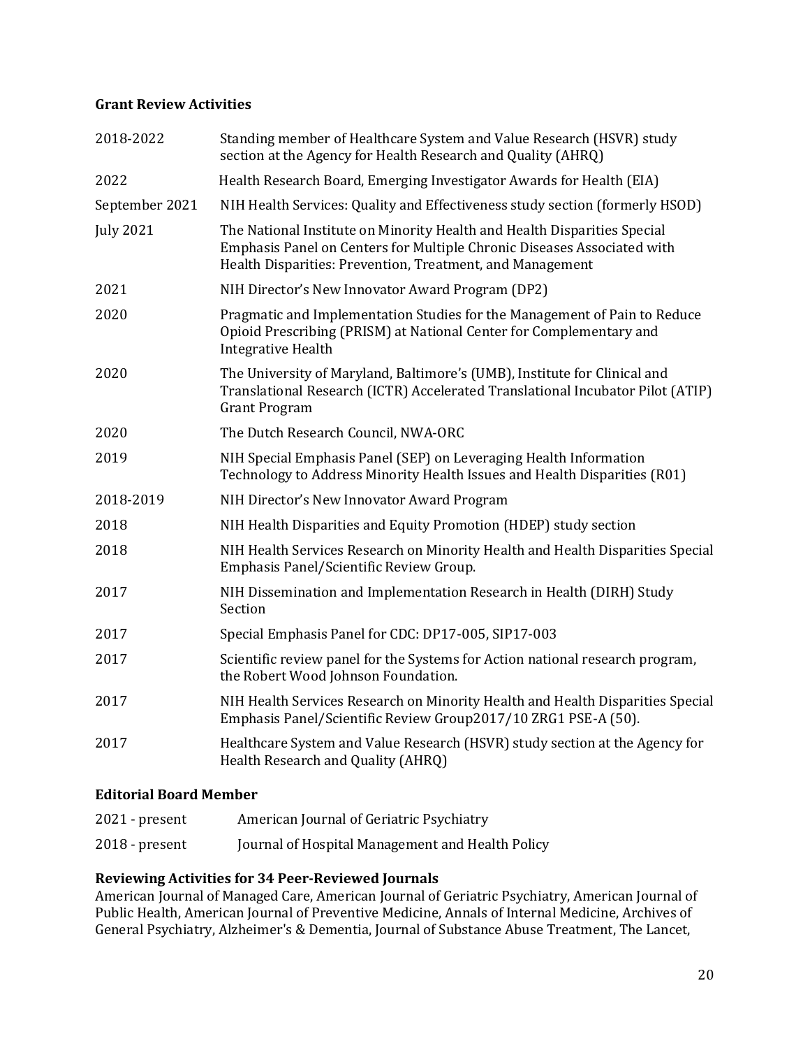### Grant Review Activities

| | |
|---|---|
| 2018-2022 | Standing member of Healthcare System and Value Research (HSVR) study section at the Agency for Health Research and Quality (AHRQ) |
| 2022 | Health Research Board, Emerging Investigator Awards for Health (EIA) |
| September 2021 | NIH Health Services: Quality and Effectiveness study section (formerly HSOD) |
| July 2021 | The National Institute on Minority Health and Health Disparities Special Emphasis Panel on Centers for Multiple Chronic Diseases Associated with Health Disparities: Prevention, Treatment, and Management |
| 2021 | NIH Director's New Innovator Award Program (DP2) |
| 2020 | Pragmatic and Implementation Studies for the Management of Pain to Reduce Opioid Prescribing (PRISM) at National Center for Complementary and Integrative Health |
| 2020 | The University of Maryland, Baltimore's (UMB), Institute for Clinical and Translational Research (ICTR) Accelerated Translational Incubator Pilot (ATIP) Grant Program |
| 2020 | The Dutch Research Council, NWA-ORC |
| 2019 | NIH Special Emphasis Panel (SEP) on Leveraging Health Information Technology to Address Minority Health Issues and Health Disparities (R01) |
| 2018-2019 | NIH Director's New Innovator Award Program |
| 2018 | NIH Health Disparities and Equity Promotion (HDEP) study section |
| 2018 | NIH Health Services Research on Minority Health and Health Disparities Special Emphasis Panel/Scientific Review Group. |
| 2017 | NIH Dissemination and Implementation Research in Health (DIRH) Study Section |
| 2017 | Special Emphasis Panel for CDC: DP17-005, SIP17-003 |
| 2017 | Scientific review panel for the Systems for Action national research program, the Robert Wood Johnson Foundation. |
| 2017 | NIH Health Services Research on Minority Health and Health Disparities Special Emphasis Panel/Scientific Review Group2017/10 ZRG1 PSE-A (50). |
| 2017 | Healthcare System and Value Research (HSVR) study section at the Agency for Health Research and Quality (AHRQ) |

### Editorial Board Member

| | |
|---|---|
| 2021 - present | American Journal of Geriatric Psychiatry |
| 2018 - present | Journal of Hospital Management and Health Policy |

### Reviewing Activities for 34 Peer-Reviewed Journals

American Journal of Managed Care, American Journal of Geriatric Psychiatry, American Journal of Public Health, American Journal of Preventive Medicine, Annals of Internal Medicine, Archives of General Psychiatry, Alzheimer's & Dementia, Journal of Substance Abuse Treatment, The Lancet,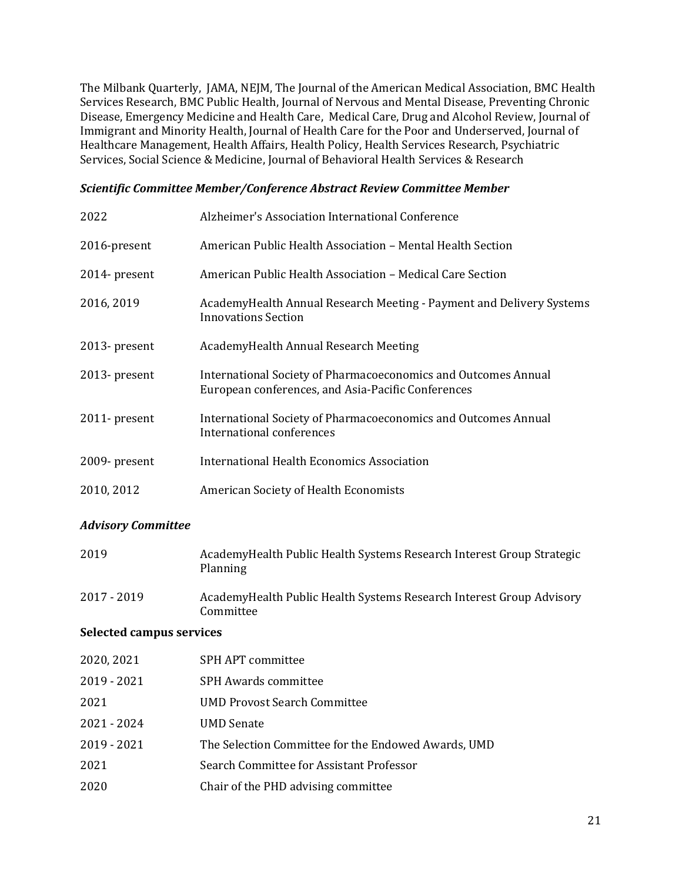The Milbank Quarterly, JAMA, NEJM, The Journal of the American Medical Association, BMC Health Services Research, BMC Public Health, Journal of Nervous and Mental Disease, Preventing Chronic Disease, Emergency Medicine and Health Care, Medical Care, Drug and Alcohol Review, Journal of Immigrant and Minority Health, Journal of Health Care for the Poor and Underserved, Journal of Healthcare Management, Health Affairs, Health Policy, Health Services Research, Psychiatric Services, Social Science & Medicine, Journal of Behavioral Health Services & Research

***Scientific Committee Member/Conference Abstract Review Committee Member***

| | |
|---|---|
| 2022 | Alzheimer's Association International Conference |
| 2016-present | American Public Health Association – Mental Health Section |
| 2014- present | American Public Health Association – Medical Care Section |
| 2016, 2019 | AcademyHealth Annual Research Meeting - Payment and Delivery Systems Innovations Section |
| 2013- present | AcademyHealth Annual Research Meeting |
| 2013- present | International Society of Pharmacoeconomics and Outcomes Annual European conferences, and Asia-Pacific Conferences |
| 2011- present | International Society of Pharmacoeconomics and Outcomes Annual International conferences |
| 2009- present | International Health Economics Association |
| 2010, 2012 | American Society of Health Economists |

***Advisory Committee***

| | |
|---|---|
| 2019 | AcademyHealth Public Health Systems Research Interest Group Strategic Planning |
| 2017 - 2019 | AcademyHealth Public Health Systems Research Interest Group Advisory Committee |

**Selected campus services**

| | |
|---|---|
| 2020, 2021 | SPH APT committee |
| 2019 - 2021 | SPH Awards committee |
| 2021 | UMD Provost Search Committee |
| 2021 - 2024 | UMD Senate |
| 2019 - 2021 | The Selection Committee for the Endowed Awards, UMD |
| 2021 | Search Committee for Assistant Professor |
| 2020 | Chair of the PHD advising committee |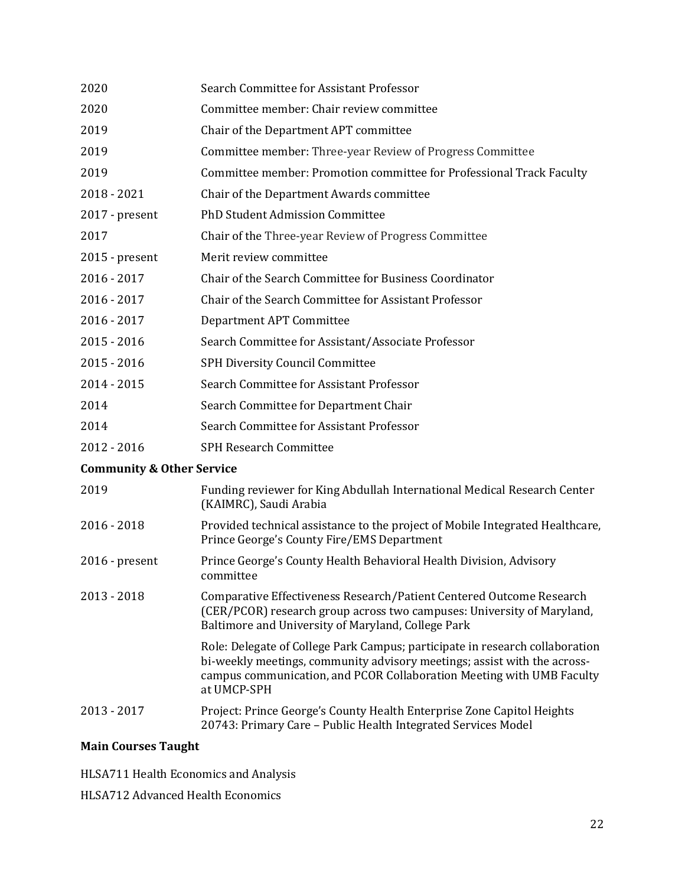| | |
|---|---|
| 2020 | Search Committee for Assistant Professor |
| 2020 | Committee member: Chair review committee |
| 2019 | Chair of the Department APT committee |
| 2019 | Committee member: Three-year Review of Progress Committee |
| 2019 | Committee member: Promotion committee for Professional Track Faculty |
| 2018 - 2021 | Chair of the Department Awards committee |
| 2017 - present | PhD Student Admission Committee |
| 2017 | Chair of the Three-year Review of Progress Committee |
| 2015 - present | Merit review committee |
| 2016 - 2017 | Chair of the Search Committee for Business Coordinator |
| 2016 - 2017 | Chair of the Search Committee for Assistant Professor |
| 2016 - 2017 | Department APT Committee |
| 2015 - 2016 | Search Committee for Assistant/Associate Professor |
| 2015 - 2016 | SPH Diversity Council Committee |
| 2014 - 2015 | Search Committee for Assistant Professor |
| 2014 | Search Committee for Department Chair |
| 2014 | Search Committee for Assistant Professor |
| 2012 - 2016 | SPH Research Committee |

**Community & Other Service**

| | |
|---|---|
| 2019 | Funding reviewer for King Abdullah International Medical Research Center (KAIMRC), Saudi Arabia |
| 2016 - 2018 | Provided technical assistance to the project of Mobile Integrated Healthcare, Prince George's County Fire/EMS Department |
| 2016 - present | Prince George's County Health Behavioral Health Division, Advisory committee |
| 2013 - 2018 | Comparative Effectiveness Research/Patient Centered Outcome Research (CER/PCOR) research group across two campuses: University of Maryland, Baltimore and University of Maryland, College Park |
| | Role: Delegate of College Park Campus; participate in research collaboration bi-weekly meetings, community advisory meetings; assist with the across-campus communication, and PCOR Collaboration Meeting with UMB Faculty at UMCP-SPH |
| 2013 - 2017 | Project: Prince George's County Health Enterprise Zone Capitol Heights 20743: Primary Care – Public Health Integrated Services Model |

**Main Courses Taught**

HLSA711 Health Economics and Analysis

HLSA712 Advanced Health Economics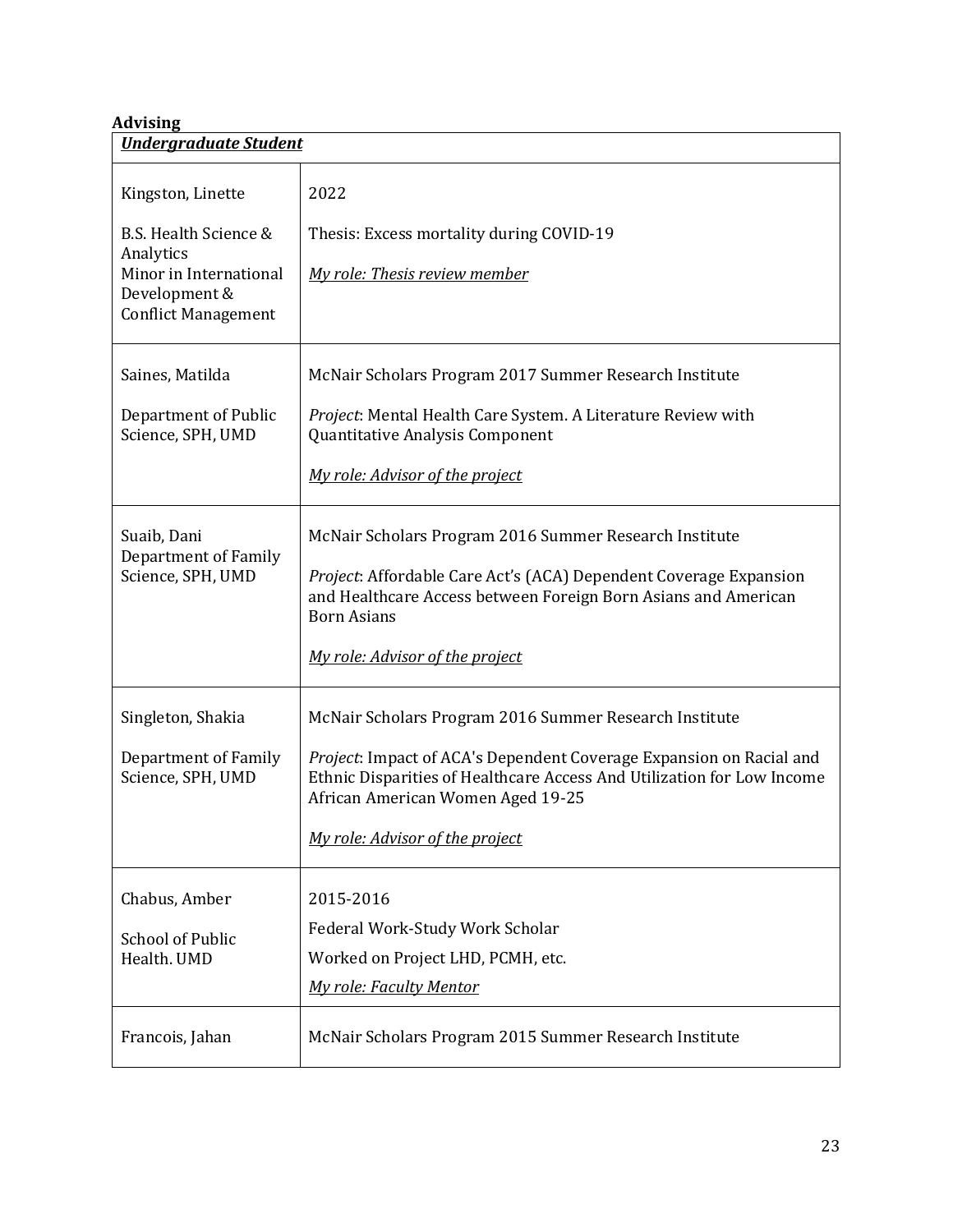**Advising**

| ***Undergraduate Student*** | |
|---|---|
| Kingston, Linette<br><br>B.S. Health Science & Analytics<br>Minor in International Development & Conflict Management | 2022<br><br>Thesis: Excess mortality during COVID-19<br><br>*My role: Thesis review member* |
| Saines, Matilda<br><br>Department of Public Science, SPH, UMD | McNair Scholars Program 2017 Summer Research Institute<br><br>*Project*: Mental Health Care System. A Literature Review with Quantitative Analysis Component<br><br>*My role: Advisor of the project* |
| Suaib, Dani<br>Department of Family Science, SPH, UMD | McNair Scholars Program 2016 Summer Research Institute<br><br>*Project*: Affordable Care Act's (ACA) Dependent Coverage Expansion and Healthcare Access between Foreign Born Asians and American Born Asians<br><br>*My role: Advisor of the project* |
| Singleton, Shakia<br><br>Department of Family Science, SPH, UMD | McNair Scholars Program 2016 Summer Research Institute<br><br>*Project*: Impact of ACA's Dependent Coverage Expansion on Racial and Ethnic Disparities of Healthcare Access And Utilization for Low Income African American Women Aged 19-25<br><br>*My role: Advisor of the project* |
| Chabus, Amber<br><br>School of Public Health. UMD | 2015-2016<br>Federal Work-Study Work Scholar<br>Worked on Project LHD, PCMH, etc.<br>*My role: Faculty Mentor* |
| Francois, Jahan | McNair Scholars Program 2015 Summer Research Institute |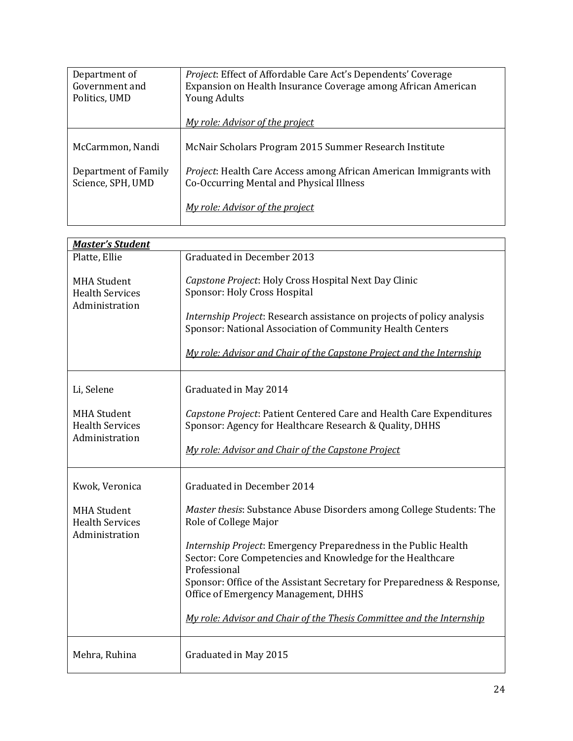| | |
|---|---|
| Department of Government and Politics, UMD | *Project*: Effect of Affordable Care Act's Dependents' Coverage Expansion on Health Insurance Coverage among African American Young Adults<br><br>*My role: Advisor of the project* |
| McCarmmon, Nandi<br><br>Department of Family Science, SPH, UMD | McNair Scholars Program 2015 Summer Research Institute<br><br>*Project*: Health Care Access among African American Immigrants with Co-Occurring Mental and Physical Illness<br><br>*My role: Advisor of the project* |

| ***Master's Student*** | |
|---|---|
| Platte, Ellie<br><br>MHA Student<br>Health Services Administration | Graduated in December 2013<br><br>*Capstone Project*: Holy Cross Hospital Next Day Clinic<br>Sponsor: Holy Cross Hospital<br><br>*Internship Project*: Research assistance on projects of policy analysis<br>Sponsor: National Association of Community Health Centers<br><br>*My role: Advisor and Chair of the Capstone Project and the Internship* |
| Li, Selene<br><br>MHA Student<br>Health Services Administration | Graduated in May 2014<br><br>*Capstone Project*: Patient Centered Care and Health Care Expenditures<br>Sponsor: Agency for Healthcare Research & Quality, DHHS<br><br>*My role: Advisor and Chair of the Capstone Project* |
| Kwok, Veronica<br><br>MHA Student<br>Health Services Administration | Graduated in December 2014<br><br>*Master thesis*: Substance Abuse Disorders among College Students: The Role of College Major<br><br>*Internship Project*: Emergency Preparedness in the Public Health Sector: Core Competencies and Knowledge for the Healthcare Professional<br>Sponsor: Office of the Assistant Secretary for Preparedness & Response, Office of Emergency Management, DHHS<br><br>*My role: Advisor and Chair of the Thesis Committee and the Internship* |
| Mehra, Ruhina | Graduated in May 2015 |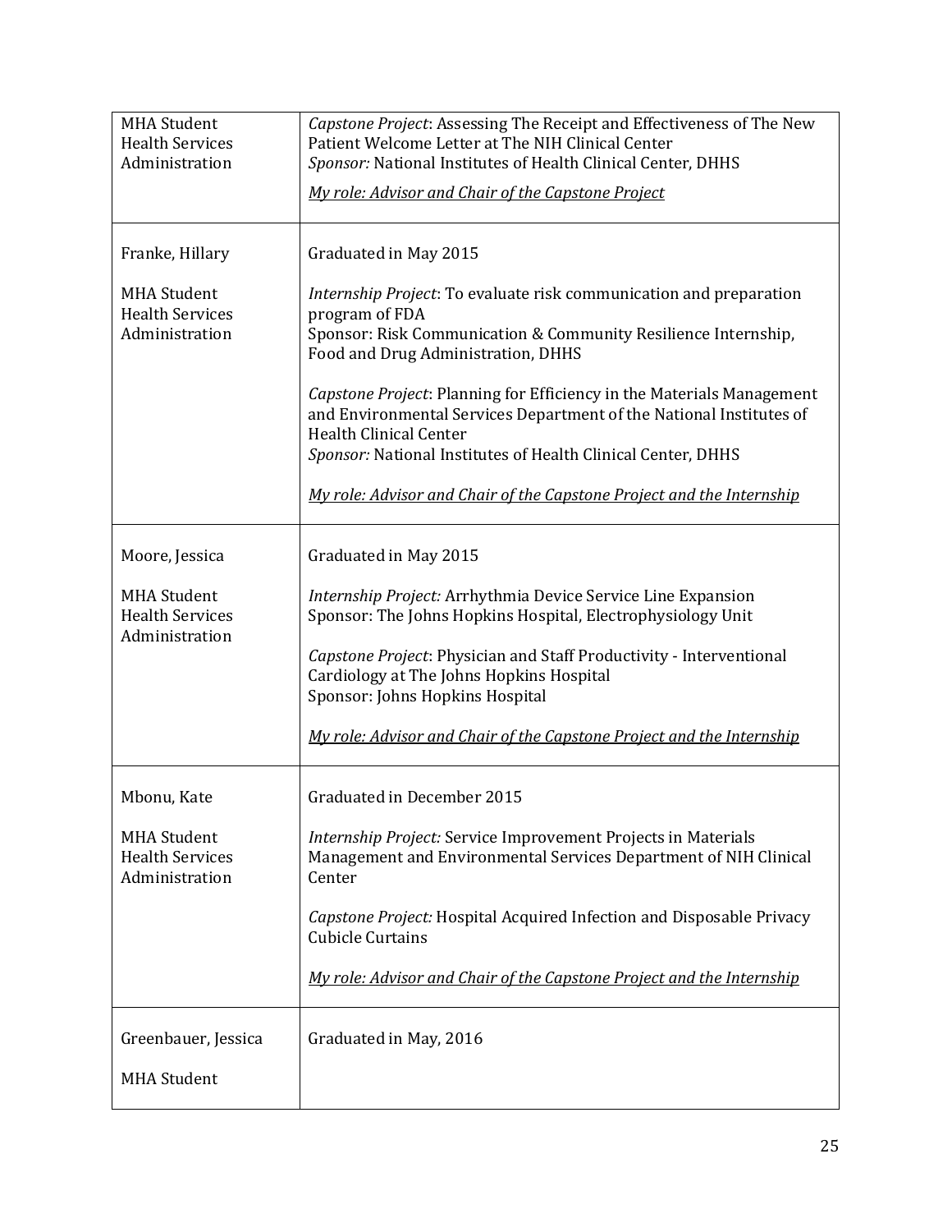| | |
|---|---|
| MHA Student<br>Health Services Administration | *Capstone Project*: Assessing The Receipt and Effectiveness of The New Patient Welcome Letter at The NIH Clinical Center<br>*Sponsor:* National Institutes of Health Clinical Center, DHHS<br><br>*My role: Advisor and Chair of the Capstone Project* |
| Franke, Hillary<br><br>MHA Student<br>Health Services Administration | Graduated in May 2015<br><br>*Internship Project*: To evaluate risk communication and preparation program of FDA<br>Sponsor: Risk Communication & Community Resilience Internship, Food and Drug Administration, DHHS<br><br>*Capstone Project*: Planning for Efficiency in the Materials Management and Environmental Services Department of the National Institutes of Health Clinical Center<br>*Sponsor:* National Institutes of Health Clinical Center, DHHS<br><br>*My role: Advisor and Chair of the Capstone Project and the Internship* |
| Moore, Jessica<br><br>MHA Student<br>Health Services Administration | Graduated in May 2015<br><br>*Internship Project:* Arrhythmia Device Service Line Expansion<br>Sponsor: The Johns Hopkins Hospital, Electrophysiology Unit<br><br>*Capstone Project*: Physician and Staff Productivity - Interventional Cardiology at The Johns Hopkins Hospital<br>Sponsor: Johns Hopkins Hospital<br><br>*My role: Advisor and Chair of the Capstone Project and the Internship* |
| Mbonu, Kate<br><br>MHA Student<br>Health Services Administration | Graduated in December 2015<br><br>*Internship Project:* Service Improvement Projects in Materials Management and Environmental Services Department of NIH Clinical Center<br><br>*Capstone Project:* Hospital Acquired Infection and Disposable Privacy Cubicle Curtains<br><br>*My role: Advisor and Chair of the Capstone Project and the Internship* |
| Greenbauer, Jessica<br><br>MHA Student | Graduated in May, 2016 |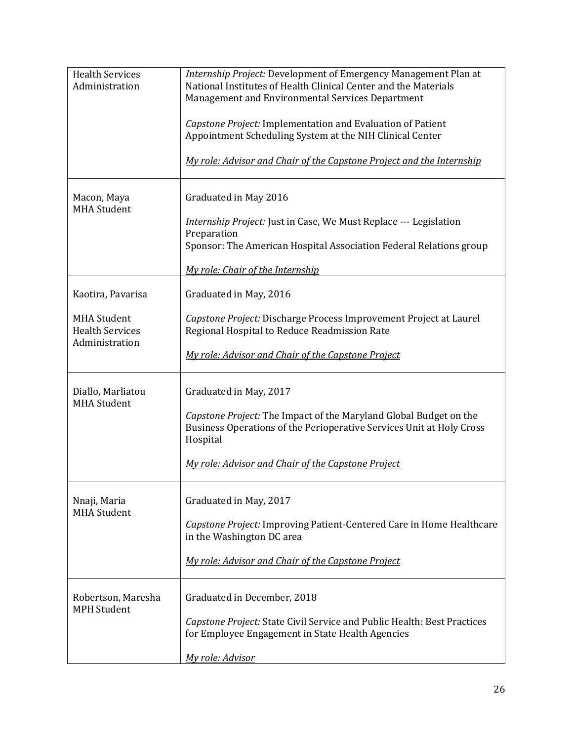| | |
|---|---|
| Health Services Administration | *Internship Project:* Development of Emergency Management Plan at National Institutes of Health Clinical Center and the Materials Management and Environmental Services Department<br><br>*Capstone Project:* Implementation and Evaluation of Patient Appointment Scheduling System at the NIH Clinical Center<br><br>*My role: Advisor and Chair of the Capstone Project and the Internship* |
| Macon, Maya<br>MHA Student | Graduated in May 2016<br><br>*Internship Project:* Just in Case, We Must Replace --- Legislation Preparation<br>Sponsor: The American Hospital Association Federal Relations group<br><br>*My role: Chair of the Internship* |
| Kaotira, Pavarisa<br><br>MHA Student<br>Health Services Administration | Graduated in May, 2016<br><br>*Capstone Project:* Discharge Process Improvement Project at Laurel Regional Hospital to Reduce Readmission Rate<br><br>*My role: Advisor and Chair of the Capstone Project* |
| Diallo, Marliatou<br>MHA Student | Graduated in May, 2017<br><br>*Capstone Project:* The Impact of the Maryland Global Budget on the Business Operations of the Perioperative Services Unit at Holy Cross Hospital<br><br>*My role: Advisor and Chair of the Capstone Project* |
| Nnaji, Maria<br>MHA Student | Graduated in May, 2017<br><br>*Capstone Project:* Improving Patient-Centered Care in Home Healthcare in the Washington DC area<br><br>*My role: Advisor and Chair of the Capstone Project* |
| Robertson, Maresha<br>MPH Student | Graduated in December, 2018<br><br>*Capstone Project:* State Civil Service and Public Health: Best Practices for Employee Engagement in State Health Agencies<br><br>*My role: Advisor* |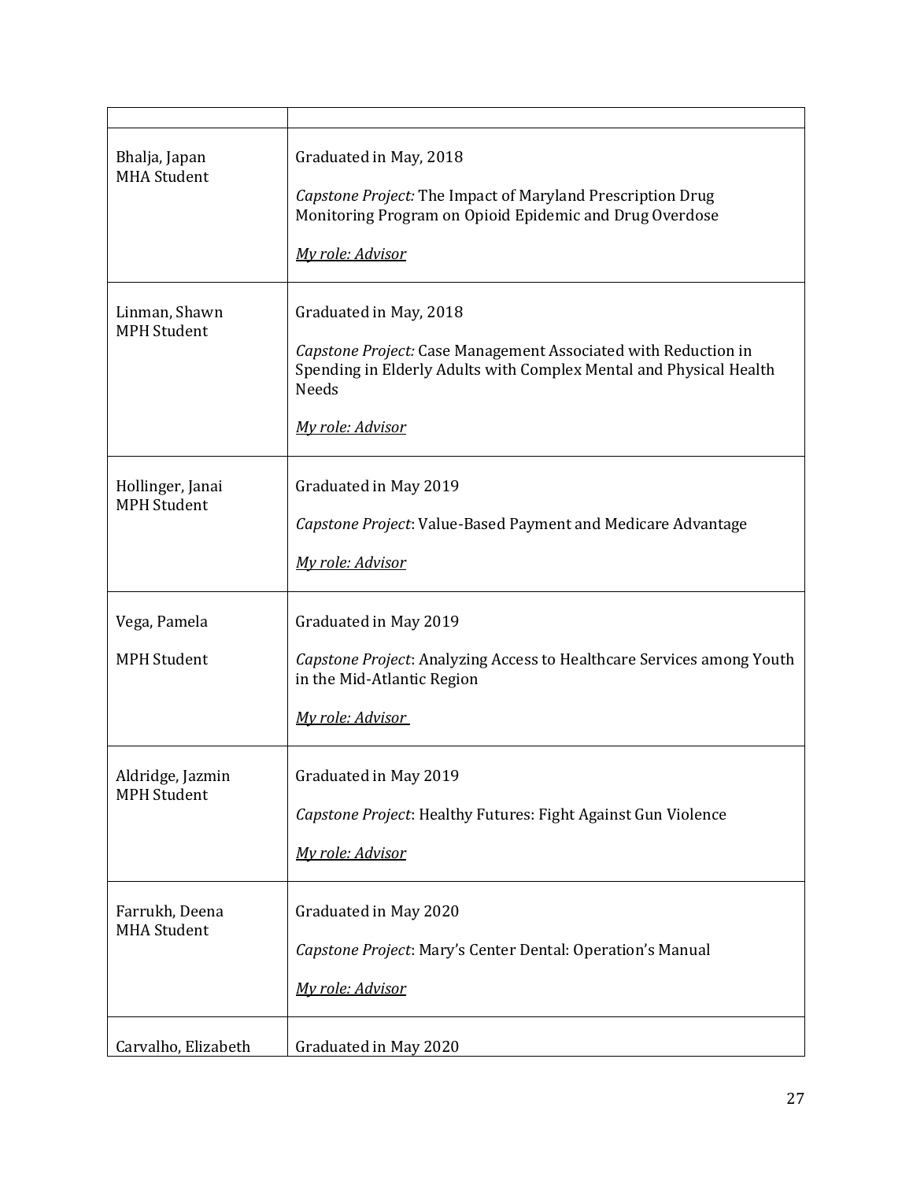| | |
|---|---|
| Bhalja, Japan<br>MHA Student | Graduated in May, 2018<br><br>*Capstone Project:* The Impact of Maryland Prescription Drug Monitoring Program on Opioid Epidemic and Drug Overdose<br><br>*My role: Advisor* |
| Linman, Shawn<br>MPH Student | Graduated in May, 2018<br><br>*Capstone Project:* Case Management Associated with Reduction in Spending in Elderly Adults with Complex Mental and Physical Health Needs<br><br>*My role: Advisor* |
| Hollinger, Janai<br>MPH Student | Graduated in May 2019<br><br>*Capstone Project*: Value-Based Payment and Medicare Advantage<br><br>*My role: Advisor* |
| Vega, Pamela<br><br>MPH Student | Graduated in May 2019<br><br>*Capstone Project*: Analyzing Access to Healthcare Services among Youth in the Mid-Atlantic Region<br><br>*My role: Advisor* |
| Aldridge, Jazmin<br>MPH Student | Graduated in May 2019<br><br>*Capstone Project*: Healthy Futures: Fight Against Gun Violence<br><br>*My role: Advisor* |
| Farrukh, Deena<br>MHA Student | Graduated in May 2020<br><br>*Capstone Project*: Mary's Center Dental: Operation's Manual<br><br>*My role: Advisor* |
| Carvalho, Elizabeth | Graduated in May 2020 |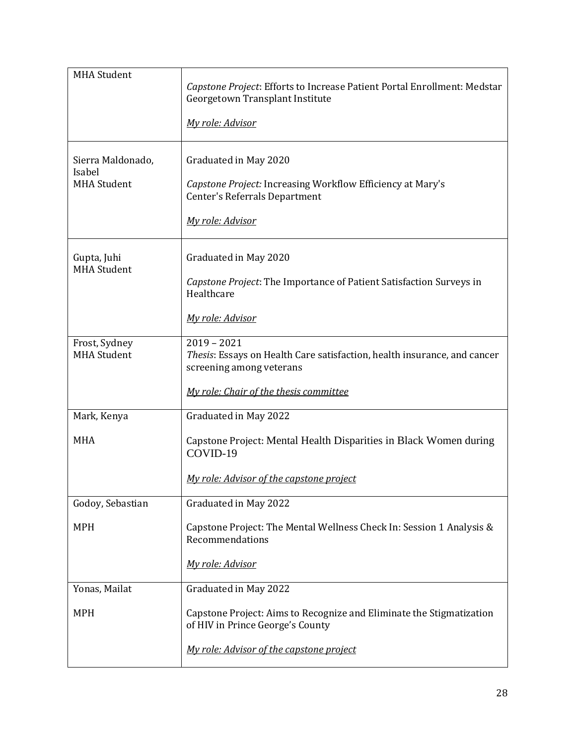| | |
|---|---|
| MHA Student | *Capstone Project*: Efforts to Increase Patient Portal Enrollment: Medstar Georgetown Transplant Institute<br><br>*My role: Advisor* |
| Sierra Maldonado, Isabel<br>MHA Student | Graduated in May 2020<br><br>*Capstone Project:* Increasing Workflow Efficiency at Mary's Center's Referrals Department<br><br>*My role: Advisor* |
| Gupta, Juhi<br>MHA Student | Graduated in May 2020<br><br>*Capstone Project*: The Importance of Patient Satisfaction Surveys in Healthcare<br><br>*My role: Advisor* |
| Frost, Sydney<br>MHA Student | 2019 – 2021<br>*Thesis*: Essays on Health Care satisfaction, health insurance, and cancer screening among veterans<br><br>*My role: Chair of the thesis committee* |
| Mark, Kenya<br><br>MHA | Graduated in May 2022<br><br>Capstone Project: Mental Health Disparities in Black Women during COVID-19<br><br>*My role: Advisor of the capstone project* |
| Godoy, Sebastian<br><br>MPH | Graduated in May 2022<br><br>Capstone Project: The Mental Wellness Check In: Session 1 Analysis & Recommendations<br><br>*My role: Advisor* |
| Yonas, Mailat<br><br>MPH | Graduated in May 2022<br><br>Capstone Project: Aims to Recognize and Eliminate the Stigmatization of HIV in Prince George's County<br><br>*My role: Advisor of the capstone project* |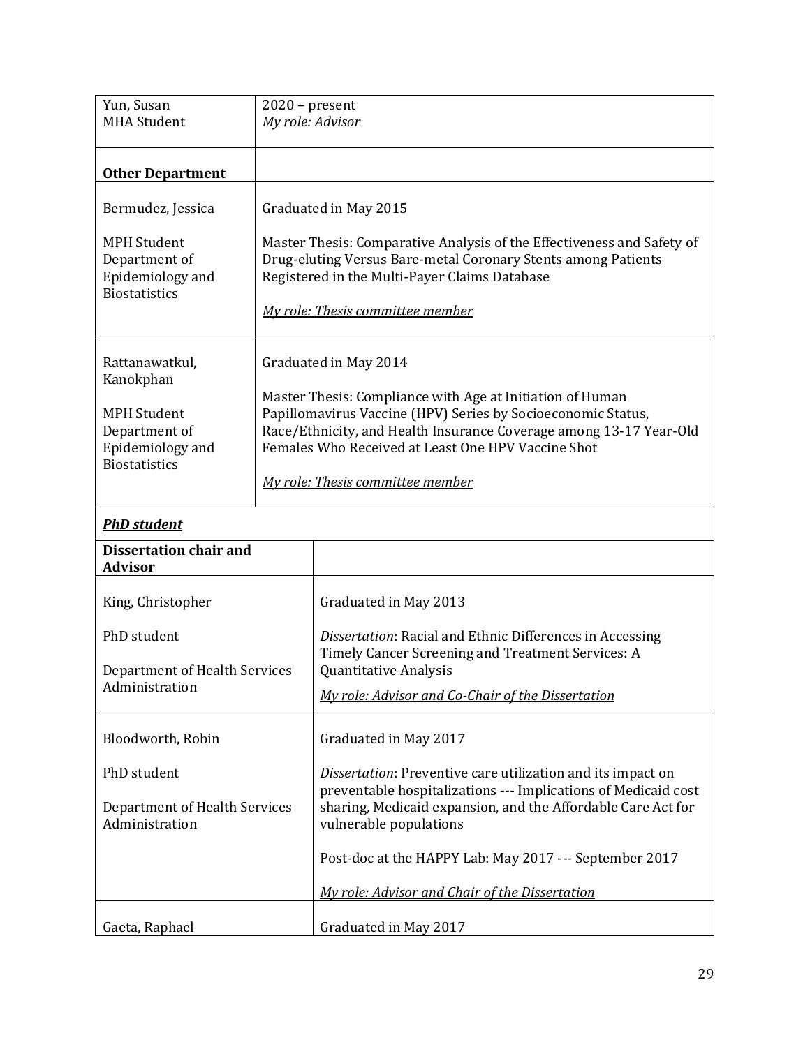| | |
|---|---|
| Yun, Susan<br>MHA Student | 2020 – present<br>*My role: Advisor* |
| **Other Department** | |
| Bermudez, Jessica<br><br>MPH Student<br>Department of Epidemiology and Biostatistics | Graduated in May 2015<br><br>Master Thesis: Comparative Analysis of the Effectiveness and Safety of Drug-eluting Versus Bare-metal Coronary Stents among Patients Registered in the Multi-Payer Claims Database<br><br>*My role: Thesis committee member* |
| Rattanawatkul, Kanokphan<br><br>MPH Student<br>Department of Epidemiology and Biostatistics | Graduated in May 2014<br><br>Master Thesis: Compliance with Age at Initiation of Human Papillomavirus Vaccine (HPV) Series by Socioeconomic Status, Race/Ethnicity, and Health Insurance Coverage among 13-17 Year-Old Females Who Received at Least One HPV Vaccine Shot<br><br>*My role: Thesis committee member* |

***PhD student***

| **Dissertation chair and Advisor** | |
|---|---|
| King, Christopher<br><br>PhD student<br><br>Department of Health Services Administration | Graduated in May 2013<br><br>*Dissertation*: Racial and Ethnic Differences in Accessing Timely Cancer Screening and Treatment Services: A Quantitative Analysis<br><br>*My role: Advisor and Co-Chair of the Dissertation* |
| Bloodworth, Robin<br><br>PhD student<br><br>Department of Health Services Administration | Graduated in May 2017<br><br>*Dissertation*: Preventive care utilization and its impact on preventable hospitalizations --- Implications of Medicaid cost sharing, Medicaid expansion, and the Affordable Care Act for vulnerable populations<br><br>Post-doc at the HAPPY Lab: May 2017 --- September 2017<br><br>*My role: Advisor and Chair of the Dissertation* |
| Gaeta, Raphael | Graduated in May 2017 |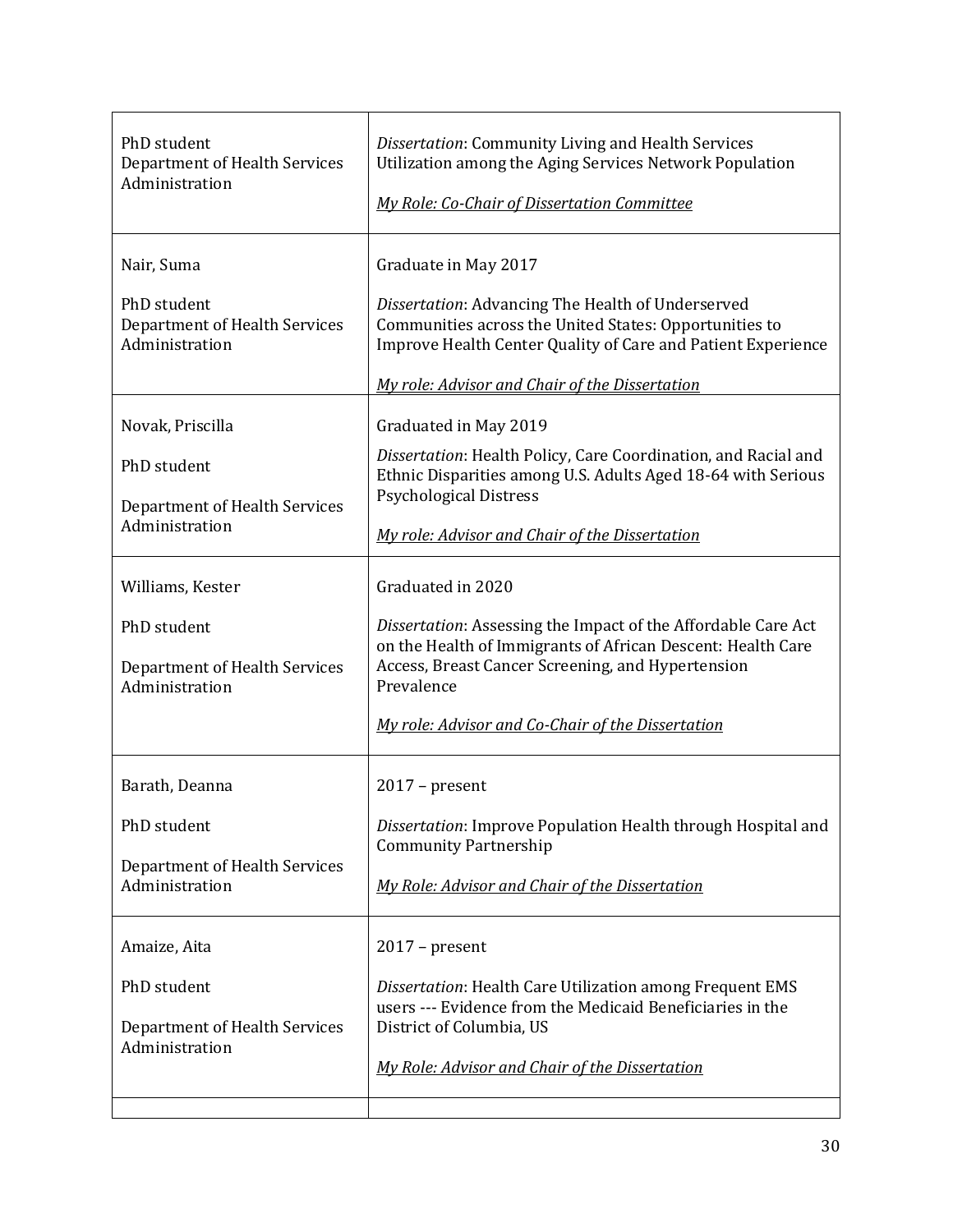| | |
|---|---|
| PhD student<br>Department of Health Services Administration | *Dissertation*: Community Living and Health Services Utilization among the Aging Services Network Population<br><br>*<u>My Role: Co-Chair of Dissertation Committee</u>* |
| Nair, Suma<br><br>PhD student<br>Department of Health Services Administration | Graduate in May 2017<br><br>*Dissertation*: Advancing The Health of Underserved Communities across the United States: Opportunities to Improve Health Center Quality of Care and Patient Experience<br><br>*<u>My role: Advisor and Chair of the Dissertation</u>* |
| Novak, Priscilla<br><br>PhD student<br><br>Department of Health Services Administration | Graduated in May 2019<br><br>*Dissertation*: Health Policy, Care Coordination, and Racial and Ethnic Disparities among U.S. Adults Aged 18-64 with Serious Psychological Distress<br><br>*<u>My role: Advisor and Chair of the Dissertation</u>* |
| Williams, Kester<br><br>PhD student<br><br>Department of Health Services Administration | Graduated in 2020<br><br>*Dissertation*: Assessing the Impact of the Affordable Care Act on the Health of Immigrants of African Descent: Health Care Access, Breast Cancer Screening, and Hypertension Prevalence<br><br>*<u>My role: Advisor and Co-Chair of the Dissertation</u>* |
| Barath, Deanna<br><br>PhD student<br><br>Department of Health Services Administration | 2017 – present<br><br>*Dissertation*: Improve Population Health through Hospital and Community Partnership<br><br>*<u>My Role: Advisor and Chair of the Dissertation</u>* |
| Amaize, Aita<br><br>PhD student<br><br>Department of Health Services Administration | 2017 – present<br><br>*Dissertation*: Health Care Utilization among Frequent EMS users --- Evidence from the Medicaid Beneficiaries in the District of Columbia, US<br><br>*<u>My Role: Advisor and Chair of the Dissertation</u>* |
| | |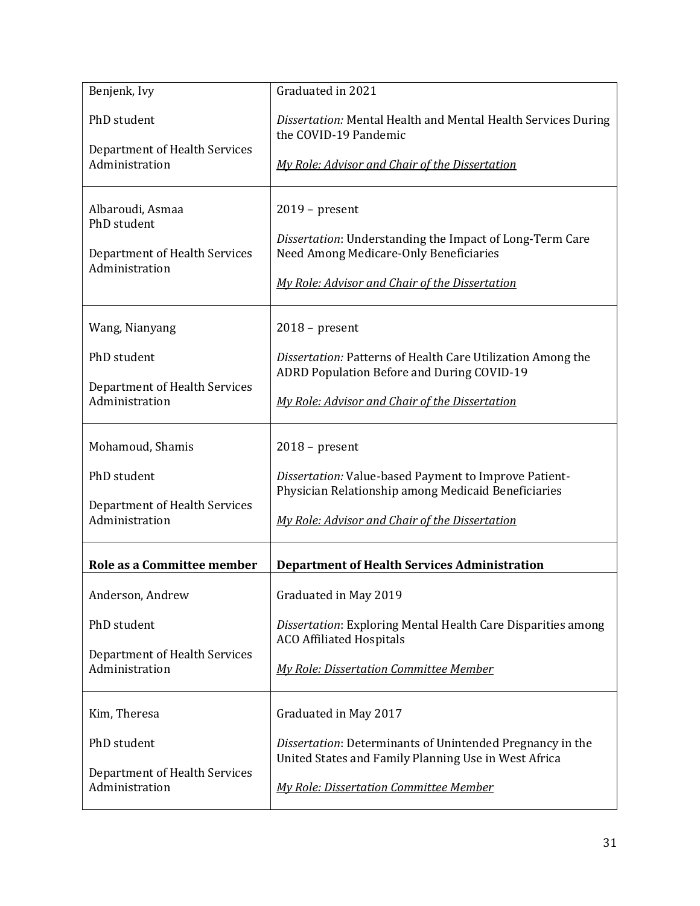| | |
|---|---|
| Benjenk, Ivy<br><br>PhD student<br><br>Department of Health Services Administration | Graduated in 2021<br><br>*Dissertation:* Mental Health and Mental Health Services During the COVID-19 Pandemic<br><br>*My Role: Advisor and Chair of the Dissertation* |
| Albaroudi, Asmaa<br>PhD student<br><br>Department of Health Services Administration | 2019 – present<br><br>*Dissertation*: Understanding the Impact of Long-Term Care Need Among Medicare-Only Beneficiaries<br><br>*My Role: Advisor and Chair of the Dissertation* |
| Wang, Nianyang<br><br>PhD student<br><br>Department of Health Services Administration | 2018 – present<br><br>*Dissertation:* Patterns of Health Care Utilization Among the ADRD Population Before and During COVID-19<br><br>*My Role: Advisor and Chair of the Dissertation* |
| Mohamoud, Shamis<br><br>PhD student<br><br>Department of Health Services Administration | 2018 – present<br><br>*Dissertation:* Value-based Payment to Improve Patient-Physician Relationship among Medicaid Beneficiaries<br><br>*My Role: Advisor and Chair of the Dissertation* |
| **Role as a Committee member** | **Department of Health Services Administration** |
| Anderson, Andrew<br><br>PhD student<br><br>Department of Health Services Administration | Graduated in May 2019<br><br>*Dissertation*: Exploring Mental Health Care Disparities among ACO Affiliated Hospitals<br><br>*My Role: Dissertation Committee Member* |
| Kim, Theresa<br><br>PhD student<br><br>Department of Health Services Administration | Graduated in May 2017<br><br>*Dissertation*: Determinants of Unintended Pregnancy in the United States and Family Planning Use in West Africa<br><br>*My Role: Dissertation Committee Member* |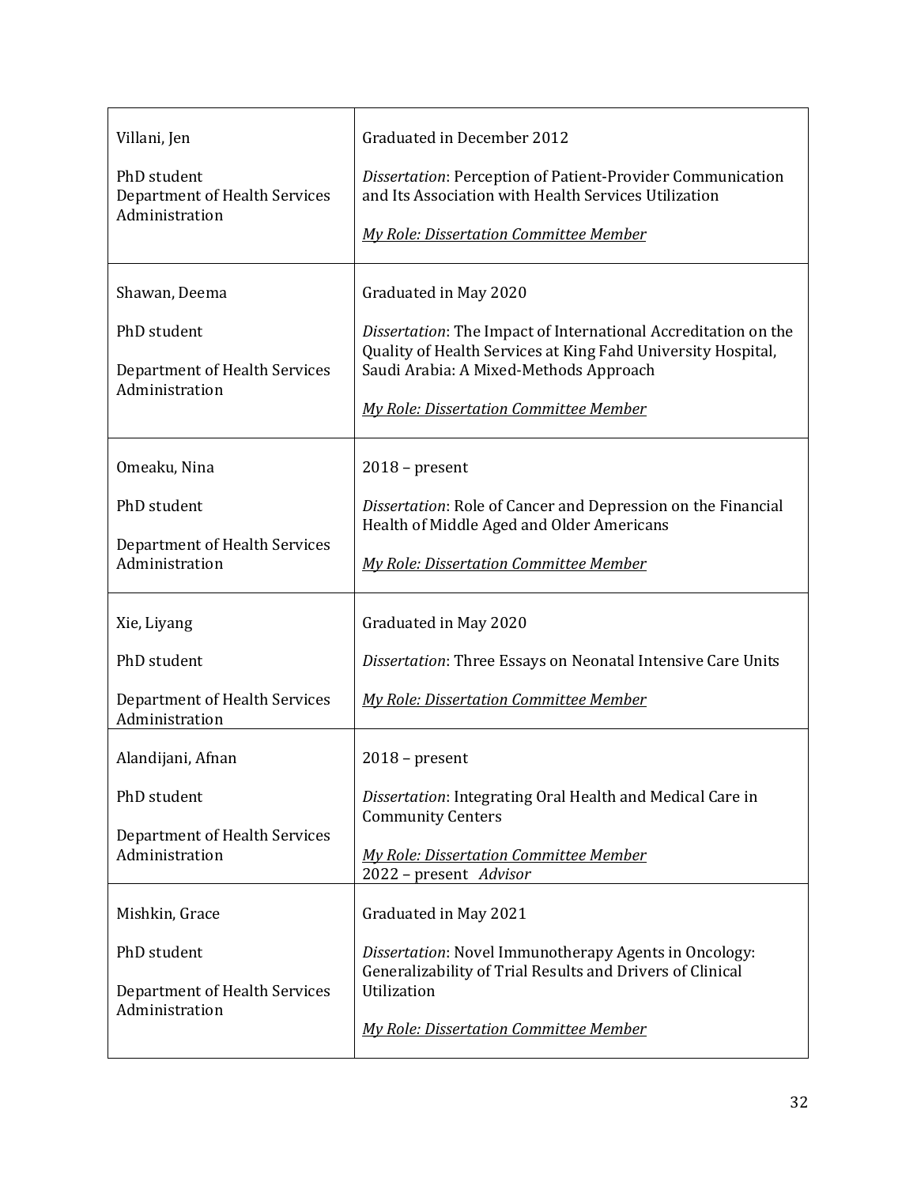| | |
|---|---|
| Villani, Jen<br><br>PhD student<br>Department of Health Services Administration | Graduated in December 2012<br><br>*Dissertation*: Perception of Patient-Provider Communication and Its Association with Health Services Utilization<br><br>*My Role: Dissertation Committee Member* |
| Shawan, Deema<br><br>PhD student<br><br>Department of Health Services Administration | Graduated in May 2020<br><br>*Dissertation*: The Impact of International Accreditation on the Quality of Health Services at King Fahd University Hospital, Saudi Arabia: A Mixed-Methods Approach<br><br>*My Role: Dissertation Committee Member* |
| Omeaku, Nina<br><br>PhD student<br><br>Department of Health Services Administration | 2018 – present<br><br>*Dissertation*: Role of Cancer and Depression on the Financial Health of Middle Aged and Older Americans<br><br>*My Role: Dissertation Committee Member* |
| Xie, Liyang<br><br>PhD student<br><br>Department of Health Services Administration | Graduated in May 2020<br><br>*Dissertation*: Three Essays on Neonatal Intensive Care Units<br><br>*My Role: Dissertation Committee Member* |
| Alandijani, Afnan<br><br>PhD student<br><br>Department of Health Services Administration | 2018 – present<br><br>*Dissertation*: Integrating Oral Health and Medical Care in Community Centers<br><br>*My Role: Dissertation Committee Member*<br>2022 – present *Advisor* |
| Mishkin, Grace<br><br>PhD student<br><br>Department of Health Services Administration | Graduated in May 2021<br><br>*Dissertation*: Novel Immunotherapy Agents in Oncology: Generalizability of Trial Results and Drivers of Clinical Utilization<br><br>*My Role: Dissertation Committee Member* |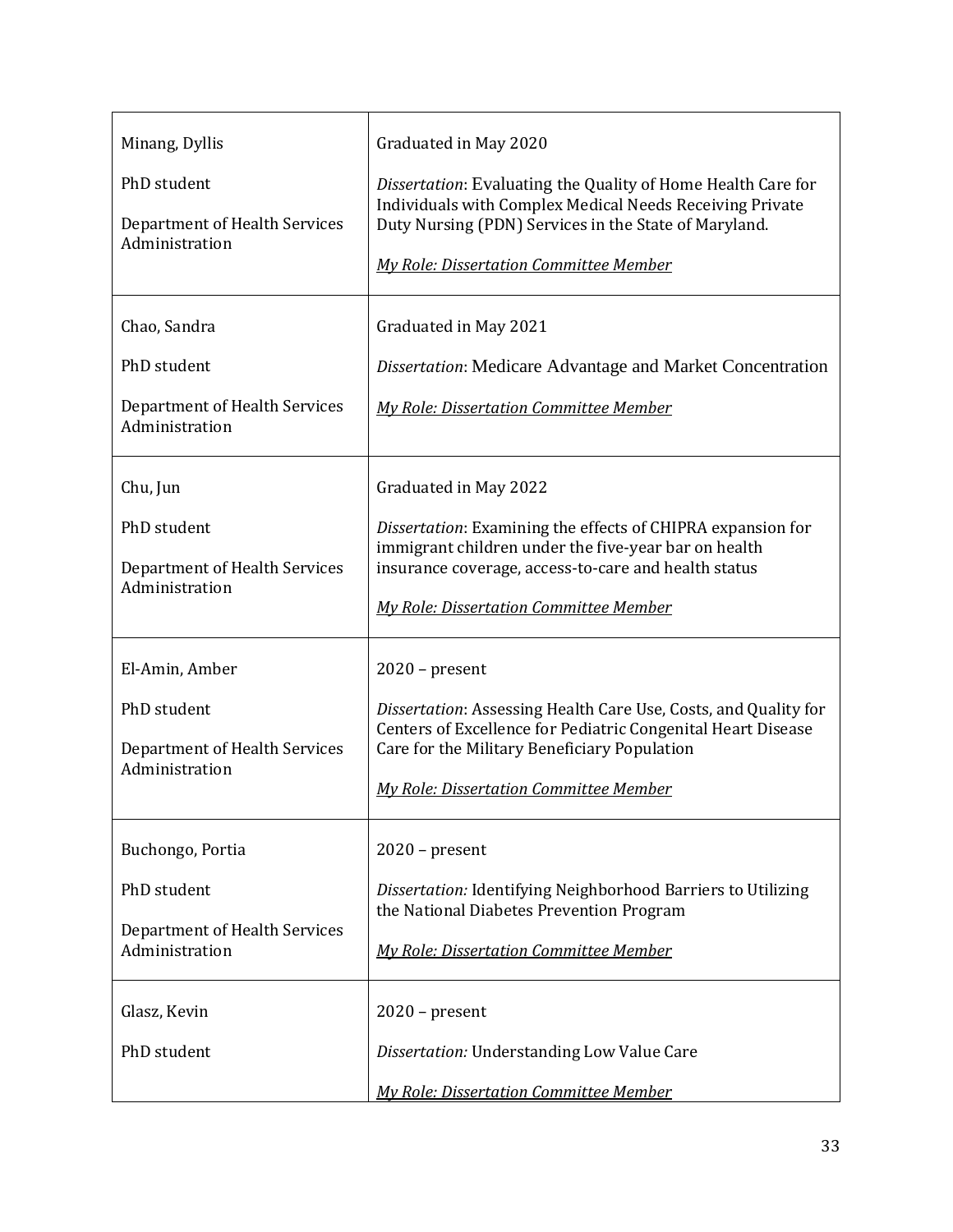| | |
|---|---|
| Minang, Dyllis<br><br>PhD student<br><br>Department of Health Services Administration | Graduated in May 2020<br><br>*Dissertation*: Evaluating the Quality of Home Health Care for Individuals with Complex Medical Needs Receiving Private Duty Nursing (PDN) Services in the State of Maryland.<br><br>*My Role: Dissertation Committee Member* |
| Chao, Sandra<br><br>PhD student<br><br>Department of Health Services Administration | Graduated in May 2021<br><br>*Dissertation*: Medicare Advantage and Market Concentration<br><br>*My Role: Dissertation Committee Member* |
| Chu, Jun<br><br>PhD student<br><br>Department of Health Services Administration | Graduated in May 2022<br><br>*Dissertation*: Examining the effects of CHIPRA expansion for immigrant children under the five-year bar on health insurance coverage, access-to-care and health status<br><br>*My Role: Dissertation Committee Member* |
| El-Amin, Amber<br><br>PhD student<br><br>Department of Health Services Administration | 2020 – present<br><br>*Dissertation*: Assessing Health Care Use, Costs, and Quality for Centers of Excellence for Pediatric Congenital Heart Disease Care for the Military Beneficiary Population<br><br>*My Role: Dissertation Committee Member* |
| Buchongo, Portia<br><br>PhD student<br><br>Department of Health Services Administration | 2020 – present<br><br>*Dissertation:* Identifying Neighborhood Barriers to Utilizing the National Diabetes Prevention Program<br><br>*My Role: Dissertation Committee Member* |
| Glasz, Kevin<br><br>PhD student | 2020 – present<br><br>*Dissertation:* Understanding Low Value Care<br><br>*My Role: Dissertation Committee Member* |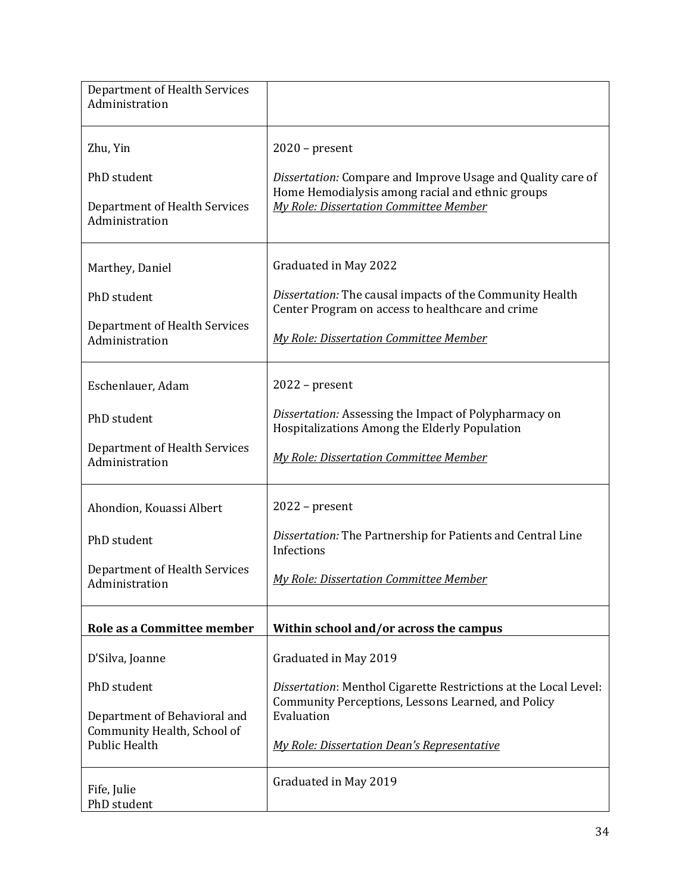| | |
|---|---|
| Department of Health Services Administration | |
| Zhu, Yin<br><br>PhD student<br><br>Department of Health Services Administration | 2020 – present<br><br>*Dissertation:* Compare and Improve Usage and Quality care of Home Hemodialysis among racial and ethnic groups<br>*My Role: Dissertation Committee Member* |
| Marthey, Daniel<br><br>PhD student<br><br>Department of Health Services Administration | Graduated in May 2022<br><br>*Dissertation:* The causal impacts of the Community Health Center Program on access to healthcare and crime<br><br>*My Role: Dissertation Committee Member* |
| Eschenlauer, Adam<br><br>PhD student<br><br>Department of Health Services Administration | 2022 – present<br><br>*Dissertation:* Assessing the Impact of Polypharmacy on Hospitalizations Among the Elderly Population<br><br>*My Role: Dissertation Committee Member* |
| Ahondion, Kouassi Albert<br><br>PhD student<br><br>Department of Health Services Administration | 2022 – present<br><br>*Dissertation:* The Partnership for Patients and Central Line Infections<br><br>*My Role: Dissertation Committee Member* |
| **Role as a Committee member** | **Within school and/or across the campus** |
| D'Silva, Joanne<br><br>PhD student<br><br>Department of Behavioral and Community Health, School of Public Health | Graduated in May 2019<br><br>*Dissertation*: Menthol Cigarette Restrictions at the Local Level: Community Perceptions, Lessons Learned, and Policy Evaluation<br><br>*My Role: Dissertation Dean's Representative* |
| Fife, Julie<br>PhD student | Graduated in May 2019 |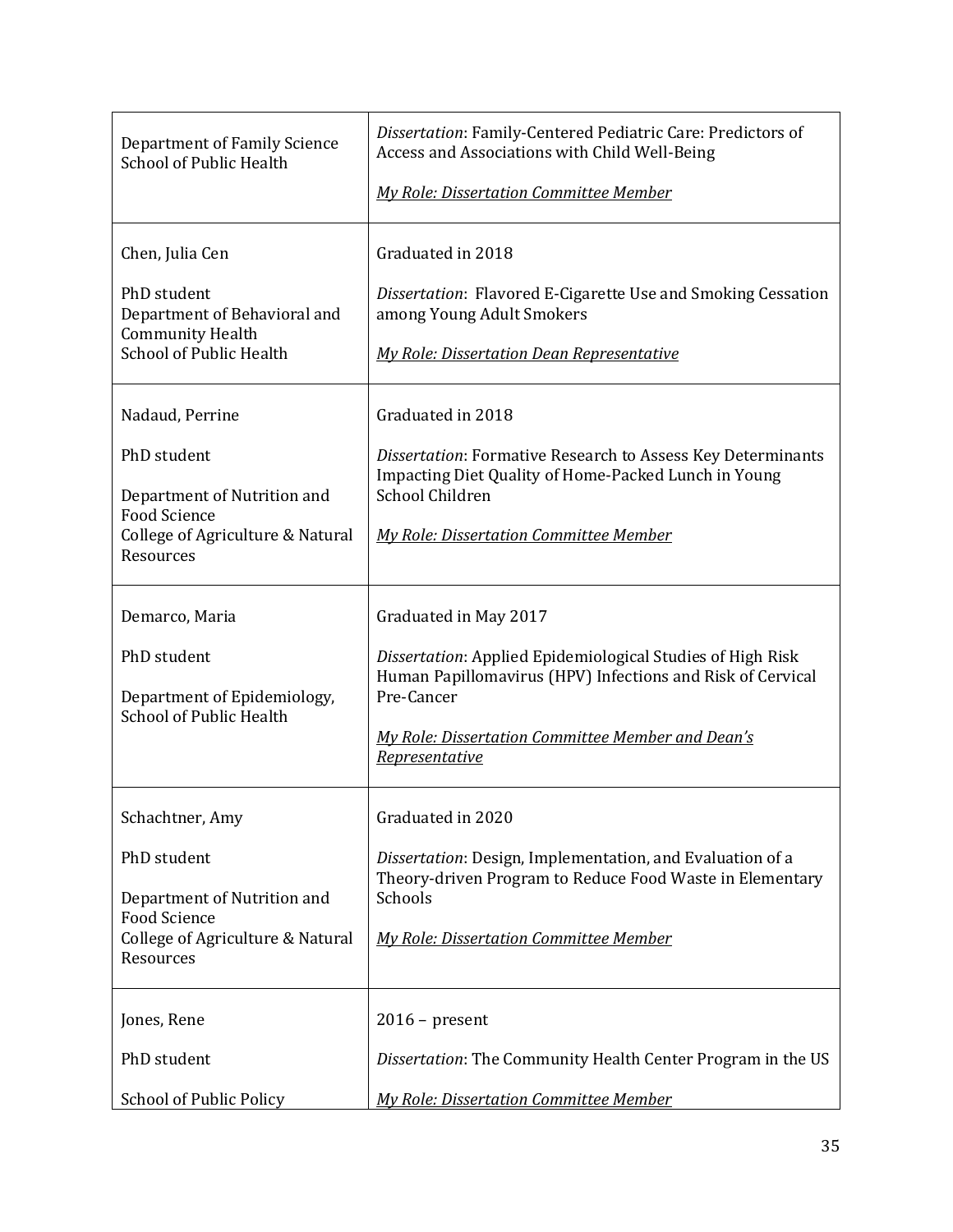| | |
|---|---|
| Department of Family Science<br>School of Public Health | *Dissertation*: Family-Centered Pediatric Care: Predictors of Access and Associations with Child Well-Being<br><br>*My Role: Dissertation Committee Member* |
| Chen, Julia Cen<br><br>PhD student<br>Department of Behavioral and Community Health<br>School of Public Health | Graduated in 2018<br><br>*Dissertation*: Flavored E-Cigarette Use and Smoking Cessation among Young Adult Smokers<br><br>*My Role: Dissertation Dean Representative* |
| Nadaud, Perrine<br><br>PhD student<br><br>Department of Nutrition and Food Science<br>College of Agriculture & Natural Resources | Graduated in 2018<br><br>*Dissertation*: Formative Research to Assess Key Determinants Impacting Diet Quality of Home-Packed Lunch in Young School Children<br><br>*My Role: Dissertation Committee Member* |
| Demarco, Maria<br><br>PhD student<br><br>Department of Epidemiology, School of Public Health | Graduated in May 2017<br><br>*Dissertation*: Applied Epidemiological Studies of High Risk Human Papillomavirus (HPV) Infections and Risk of Cervical Pre-Cancer<br><br>*My Role: Dissertation Committee Member and Dean's Representative* |
| Schachtner, Amy<br><br>PhD student<br><br>Department of Nutrition and Food Science<br>College of Agriculture & Natural Resources | Graduated in 2020<br><br>*Dissertation*: Design, Implementation, and Evaluation of a Theory-driven Program to Reduce Food Waste in Elementary Schools<br><br>*My Role: Dissertation Committee Member* |
| Jones, Rene<br><br>PhD student<br><br>School of Public Policy | 2016 – present<br><br>*Dissertation*: The Community Health Center Program in the US<br><br>*My Role: Dissertation Committee Member* |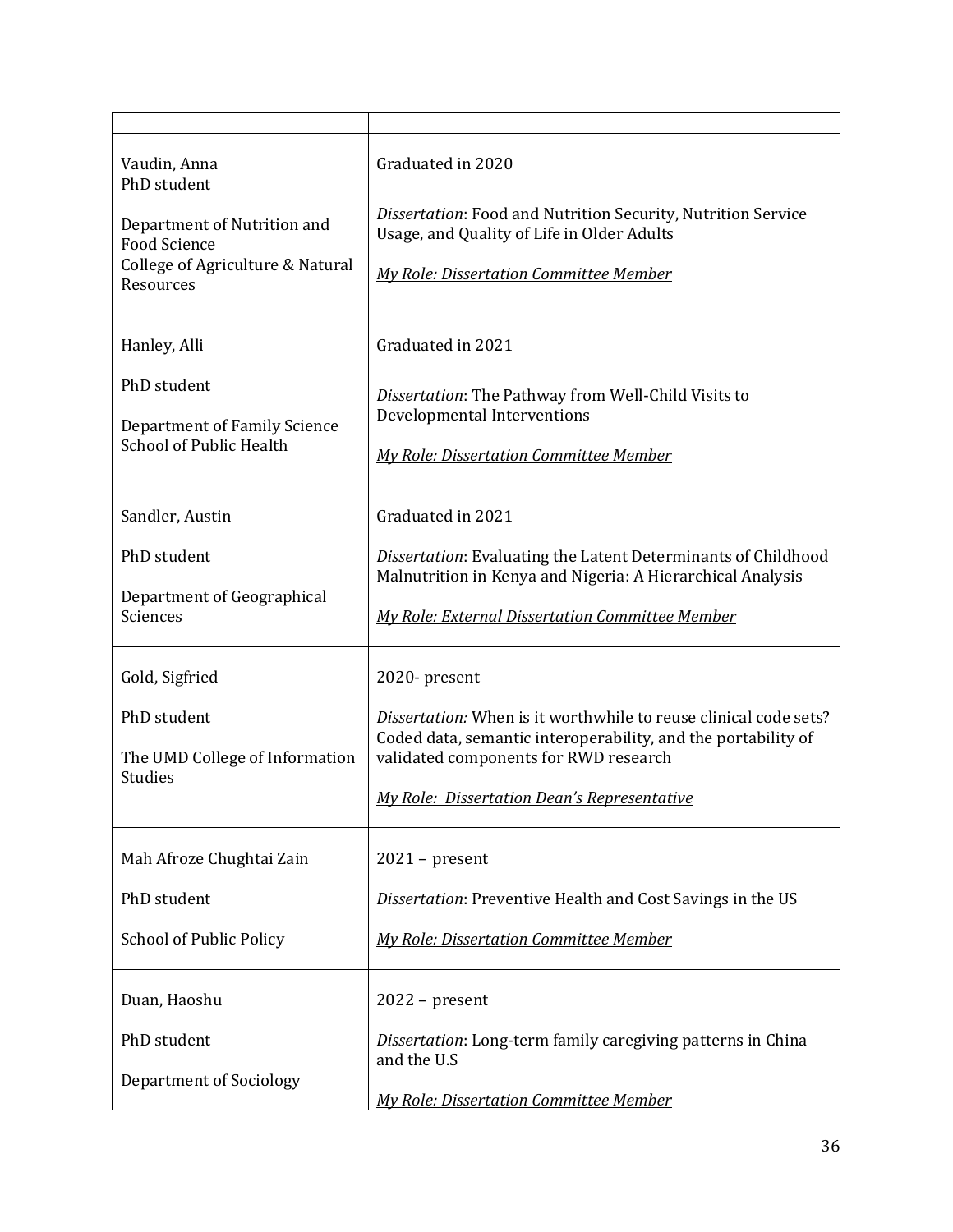| | |
|---|---|
| Vaudin, Anna<br>PhD student<br><br>Department of Nutrition and Food Science<br>College of Agriculture & Natural Resources | Graduated in 2020<br><br>*Dissertation*: Food and Nutrition Security, Nutrition Service Usage, and Quality of Life in Older Adults<br><br>*My Role: Dissertation Committee Member* |
| Hanley, Alli<br><br>PhD student<br><br>Department of Family Science<br>School of Public Health | Graduated in 2021<br><br>*Dissertation*: The Pathway from Well-Child Visits to Developmental Interventions<br><br>*My Role: Dissertation Committee Member* |
| Sandler, Austin<br><br>PhD student<br><br>Department of Geographical Sciences | Graduated in 2021<br><br>*Dissertation*: Evaluating the Latent Determinants of Childhood Malnutrition in Kenya and Nigeria: A Hierarchical Analysis<br><br>*My Role: External Dissertation Committee Member* |
| Gold, Sigfried<br><br>PhD student<br><br>The UMD College of Information Studies | 2020- present<br><br>*Dissertation:* When is it worthwhile to reuse clinical code sets? Coded data, semantic interoperability, and the portability of validated components for RWD research<br><br>*My Role: Dissertation Dean's Representative* |
| Mah Afroze Chughtai Zain<br><br>PhD student<br><br>School of Public Policy | 2021 – present<br><br>*Dissertation*: Preventive Health and Cost Savings in the US<br><br>*My Role: Dissertation Committee Member* |
| Duan, Haoshu<br><br>PhD student<br><br>Department of Sociology | 2022 – present<br><br>*Dissertation*: Long-term family caregiving patterns in China and the U.S<br><br>*My Role: Dissertation Committee Member* |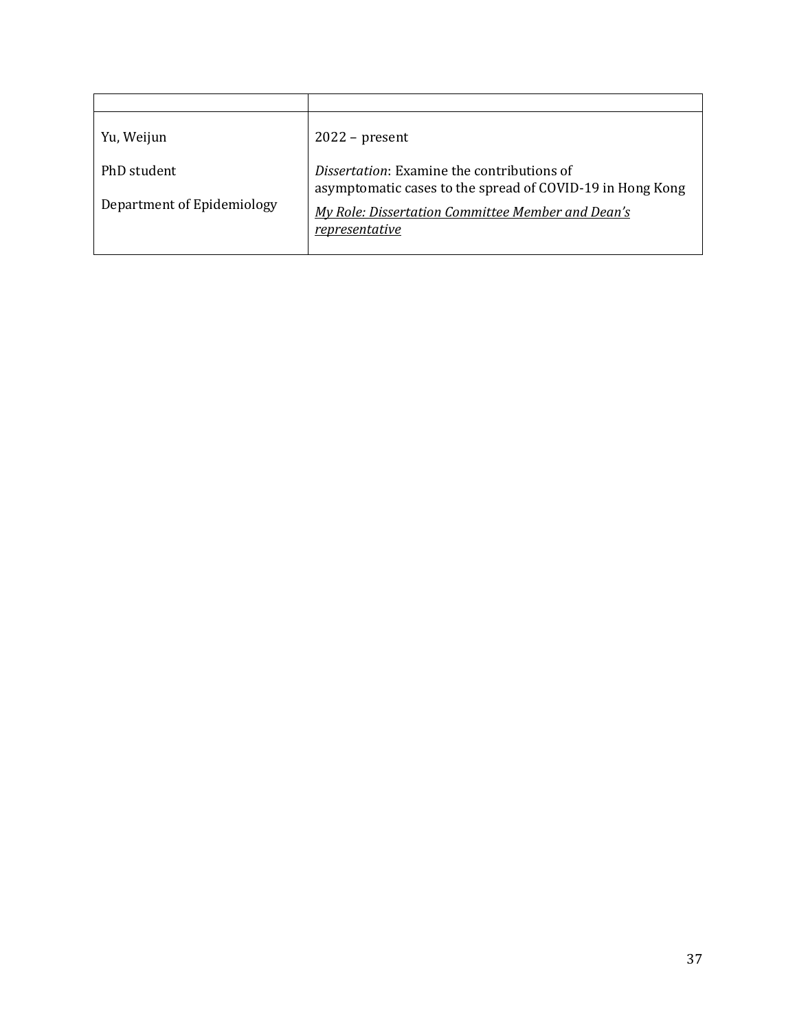| | |
|---|---|
| Yu, Weijun<br><br>PhD student<br><br>Department of Epidemiology | 2022 – present<br><br>*Dissertation*: Examine the contributions of asymptomatic cases to the spread of COVID-19 in Hong Kong<br><br>*My Role: Dissertation Committee Member and Dean's representative* |